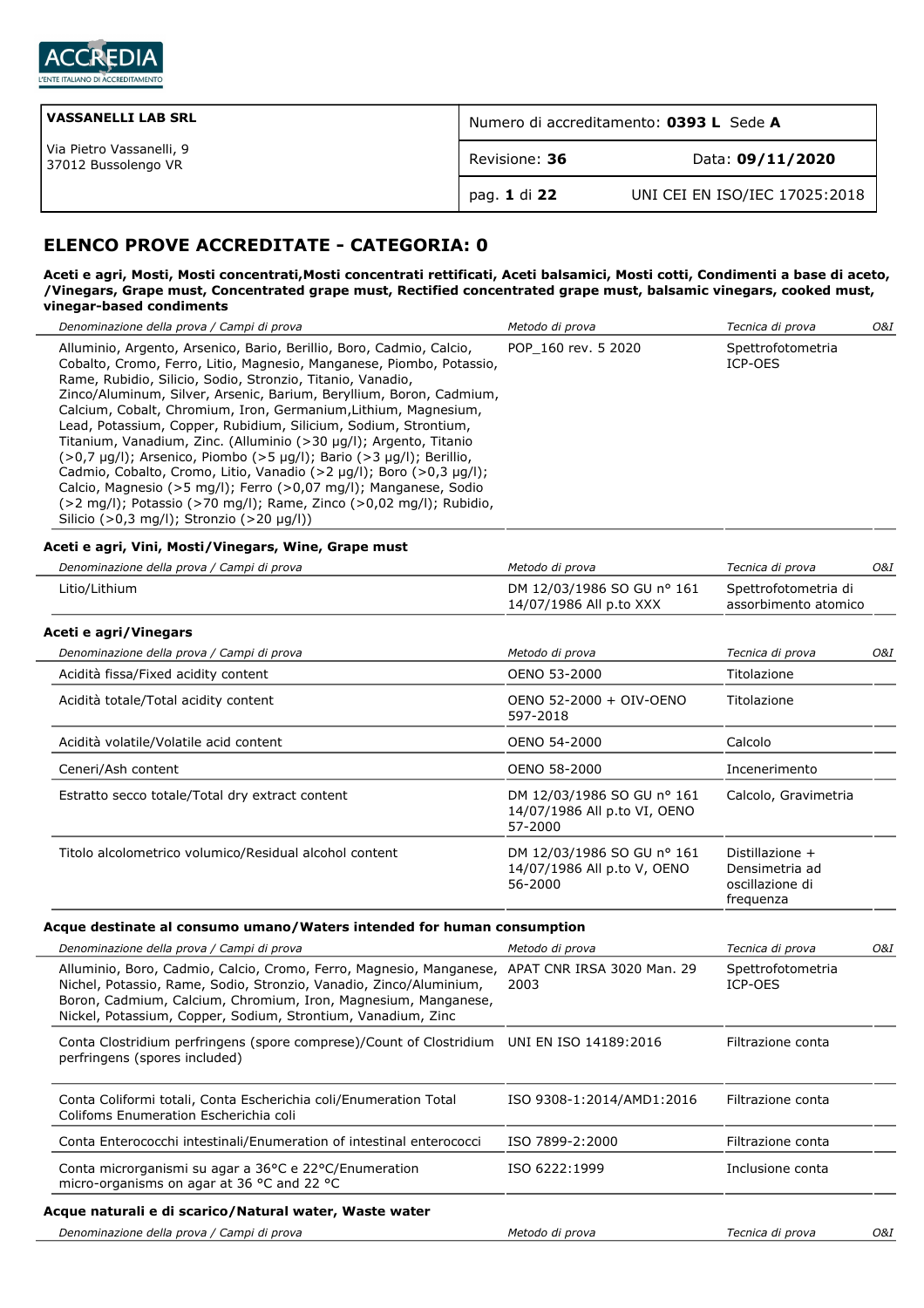| VASSANELLI LAB SRL | Numero di accreditamento: **0393 L** Sede **A** | |
|---|---|---|
| Via Pietro Vassanelli, 9<br>37012 Bussolengo VR | Revisione: **36** | Data: **09/11/2020** |
| | pag. **1** di **22** | UNI CEI EN ISO/IEC 17025:2018 |

## ELENCO PROVE ACCREDITATE - CATEGORIA: 0

**Aceti e agri, Mosti, Mosti concentrati,Mosti concentrati rettificati, Aceti balsamici, Mosti cotti, Condimenti a base di aceto, /Vinegars, Grape must, Concentrated grape must, Rectified concentrated grape must, balsamic vinegars, cooked must, vinegar-based condiments**

| *Denominazione della prova / Campi di prova* | *Metodo di prova* | *Tecnica di prova* | *O&I* |
|---|---|---|---|
| Alluminio, Argento, Arsenico, Bario, Berillio, Boro, Cadmio, Calcio, Cobalto, Cromo, Ferro, Litio, Magnesio, Manganese, Piombo, Potassio, Rame, Rubidio, Silicio, Sodio, Stronzio, Titanio, Vanadio, Zinco/Aluminum, Silver, Arsenic, Barium, Beryllium, Boron, Cadmium, Calcium, Cobalt, Chromium, Iron, Germanium,Lithium, Magnesium, Lead, Potassium, Copper, Rubidium, Silicium, Sodium, Strontium, Titanium, Vanadium, Zinc. (Alluminio (>30 µg/l); Argento, Titanio (>0,7 µg/l); Arsenico, Piombo (>5 µg/l); Bario (>3 µg/l); Berillio, Cadmio, Cobalto, Cromo, Litio, Vanadio (>2 µg/l); Boro (>0,3 µg/l); Calcio, Magnesio (>5 mg/l); Ferro (>0,07 mg/l); Manganese, Sodio (>2 mg/l); Potassio (>70 mg/l); Rame, Zinco (>0,02 mg/l); Rubidio, Silicio (>0,3 mg/l); Stronzio (>20 µg/l)) | POP_160 rev. 5 2020 | Spettrofotometria ICP-OES | |

**Aceti e agri, Vini, Mosti/Vinegars, Wine, Grape must**

| *Denominazione della prova / Campi di prova* | *Metodo di prova* | *Tecnica di prova* | *O&I* |
|---|---|---|---|
| Litio/Lithium | DM 12/03/1986 SO GU n° 161 14/07/1986 All p.to XXX | Spettrofotometria di assorbimento atomico | |

**Aceti e agri/Vinegars**

| *Denominazione della prova / Campi di prova* | *Metodo di prova* | *Tecnica di prova* | *O&I* |
|---|---|---|---|
| Acidità fissa/Fixed acidity content | OENO 53-2000 | Titolazione | |
| Acidità totale/Total acidity content | OENO 52-2000 + OIV-OENO 597-2018 | Titolazione | |
| Acidità volatile/Volatile acid content | OENO 54-2000 | Calcolo | |
| Ceneri/Ash content | OENO 58-2000 | Incenerimento | |
| Estratto secco totale/Total dry extract content | DM 12/03/1986 SO GU n° 161 14/07/1986 All p.to VI, OENO 57-2000 | Calcolo, Gravimetria | |
| Titolo alcolometrico volumico/Residual alcohol content | DM 12/03/1986 SO GU n° 161 14/07/1986 All p.to V, OENO 56-2000 | Distillazione + Densimetria ad oscillazione di frequenza | |

**Acque destinate al consumo umano/Waters intended for human consumption**

| *Denominazione della prova / Campi di prova* | *Metodo di prova* | *Tecnica di prova* | *O&I* |
|---|---|---|---|
| Alluminio, Boro, Cadmio, Calcio, Cromo, Ferro, Magnesio, Manganese, Nichel, Potassio, Rame, Sodio, Stronzio, Vanadio, Zinco/Aluminium, Boron, Cadmium, Calcium, Chromium, Iron, Magnesium, Manganese, Nickel, Potassium, Copper, Sodium, Strontium, Vanadium, Zinc | APAT CNR IRSA 3020 Man. 29 2003 | Spettrofotometria ICP-OES | |
| Conta Clostridium perfringens (spore comprese)/Count of Clostridium perfringens (spores included) | UNI EN ISO 14189:2016 | Filtrazione conta | |
| Conta Coliformi totali, Conta Escherichia coli/Enumeration Total Colifoms Enumeration Escherichia coli | ISO 9308-1:2014/AMD1:2016 | Filtrazione conta | |
| Conta Enterococchi intestinali/Enumeration of intestinal enterococci | ISO 7899-2:2000 | Filtrazione conta | |
| Conta microrganismi su agar a 36°C e 22°C/Enumeration micro-organisms on agar at 36 °C and 22 °C | ISO 6222:1999 | Inclusione conta | |

**Acque naturali e di scarico/Natural water, Waste water**

| *Denominazione della prova / Campi di prova* | *Metodo di prova* | *Tecnica di prova* | *O&I* |
|---|---|---|---|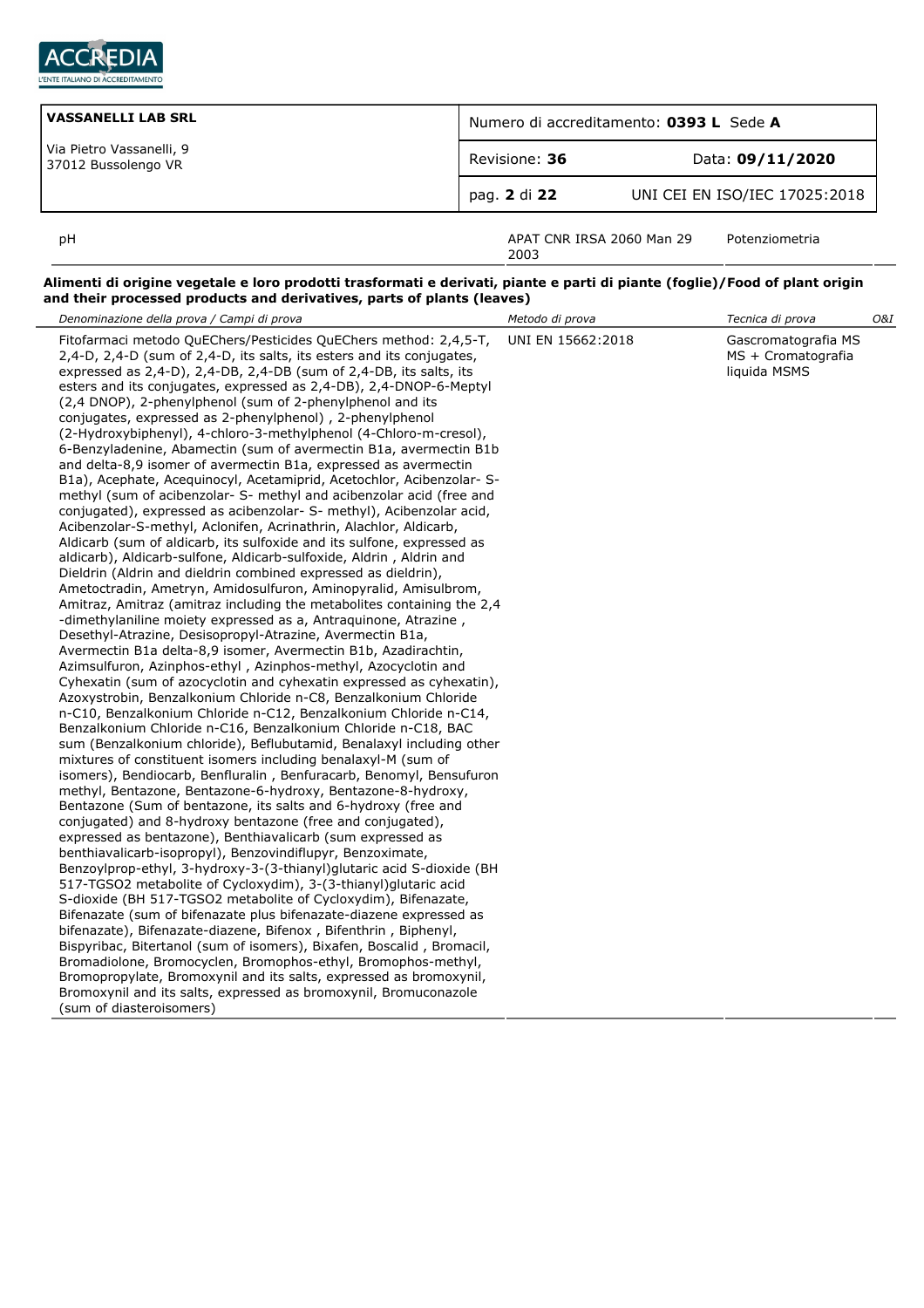| | | | |
|---|---|---|---|
| pH | APAT CNR IRSA 2060 Man 29 2003 | Potenziometria | |

**Alimenti di origine vegetale e loro prodotti trasformati e derivati, piante e parti di piante (foglie)/Food of plant origin and their processed products and derivatives, parts of plants (leaves)**

| *Denominazione della prova / Campi di prova* | *Metodo di prova* | *Tecnica di prova* | *O&I* |
|---|---|---|---|
| Fitofarmaci metodo QuEChers/Pesticides QuEChers method: 2,4,5-T, 2,4-D, 2,4-D (sum of 2,4-D, its salts, its esters and its conjugates, expressed as 2,4-D), 2,4-DB, 2,4-DB (sum of 2,4-DB, its salts, its esters and its conjugates, expressed as 2,4-DB), 2,4-DNOP-6-Meptyl (2,4 DNOP), 2-phenylphenol (sum of 2-phenylphenol and its conjugates, expressed as 2-phenylphenol) , 2-phenylphenol (2-Hydroxybiphenyl), 4-chloro-3-methylphenol (4-Chloro-m-cresol), 6-Benzyladenine, Abamectin (sum of avermectin B1a, avermectin B1b and delta-8,9 isomer of avermectin B1a, expressed as avermectin B1a), Acephate, Acequinocyl, Acetamiprid, Acetochlor, Acibenzolar- S-methyl (sum of acibenzolar- S- methyl and acibenzolar acid (free and conjugated), expressed as acibenzolar- S- methyl), Acibenzolar acid, Acibenzolar-S-methyl, Aclonifen, Acrinathrin, Alachlor, Aldicarb, Aldicarb (sum of aldicarb, its sulfoxide and its sulfone, expressed as aldicarb), Aldicarb-sulfone, Aldicarb-sulfoxide, Aldrin , Aldrin and Dieldrin (Aldrin and dieldrin combined expressed as dieldrin), Ametoctradin, Ametryn, Amidosulfuron, Aminopyralid, Amisulbrom, Amitraz, Amitraz (amitraz including the metabolites containing the 2,4 -dimethylaniline moiety expressed as a, Antraquinone, Atrazine , Desethyl-Atrazine, Desisopropyl-Atrazine, Avermectin B1a, Avermectin B1a delta-8,9 isomer, Avermectin B1b, Azadirachtin, Azimsulfuron, Azinphos-ethyl , Azinphos-methyl, Azocyclotin and Cyhexatin (sum of azocyclotin and cyhexatin expressed as cyhexatin), Azoxystrobin, Benzalkonium Chloride n-C8, Benzalkonium Chloride n-C10, Benzalkonium Chloride n-C12, Benzalkonium Chloride n-C14, Benzalkonium Chloride n-C16, Benzalkonium Chloride n-C18, BAC sum (Benzalkonium chloride), Beflubutamid, Benalaxyl including other mixtures of constituent isomers including benalaxyl-M (sum of isomers), Bendiocarb, Benfluralin , Benfuracarb, Benomyl, Bensufuron methyl, Bentazone, Bentazone-6-hydroxy, Bentazone-8-hydroxy, Bentazone (Sum of bentazone, its salts and 6-hydroxy (free and conjugated) and 8-hydroxy bentazone (free and conjugated), expressed as bentazone), Benthiavalicarb (sum expressed as benthiavalicarb-isopropyl), Benzovindiflupyr, Benzoximate, Benzoylprop-ethyl, 3-hydroxy-3-(3-thianyl)glutaric acid S-dioxide (BH 517-TGSO2 metabolite of Cycloxydim), 3-(3-thianyl)glutaric acid S-dioxide (BH 517-TGSO2 metabolite of Cycloxydim), Bifenazate, Bifenazate (sum of bifenazate plus bifenazate-diazene expressed as bifenazate), Bifenazate-diazene, Bifenox , Bifenthrin , Biphenyl, Bispyribac, Bitertanol (sum of isomers), Bixafen, Boscalid , Bromacil, Bromadiolone, Bromocyclen, Bromophos-ethyl, Bromophos-methyl, Bromopropylate, Bromoxynil and its salts, expressed as bromoxynil, Bromoxynil and its salts, expressed as bromoxynil, Bromuconazole (sum of diasteroisomers) | UNI EN 15662:2018 | Gascromatografia MS MS + Cromatografia liquida MSMS | |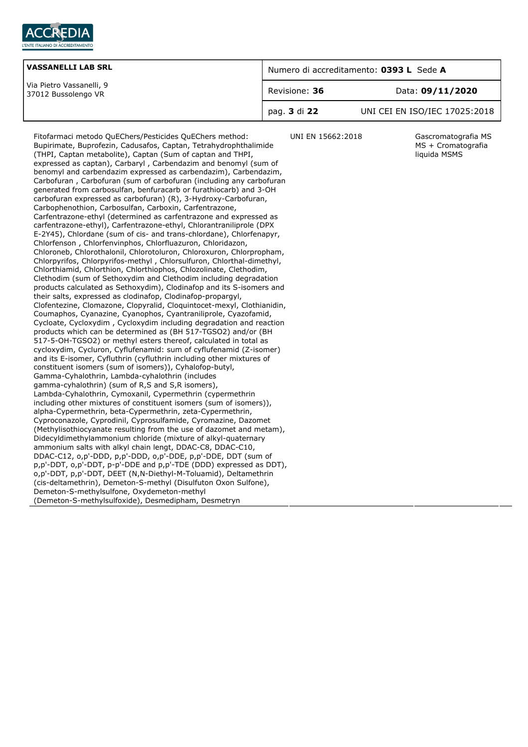| VASSANELLI LAB SRL<br>Via Pietro Vassanelli, 9<br>37012 Bussolengo VR | Numero di accreditamento: **0393 L** Sede **A** | |
|---|---|---|
| | Revisione: **36** | Data: **09/11/2020** |
| | pag. **3** di **22** | UNI CEI EN ISO/IEC 17025:2018 |

| | | |
|---|---|---|
| Fitofarmaci metodo QuEChers/Pesticides QuEChers method: Bupirimate, Buprofezin, Cadusafos, Captan, Tetrahydrophthalimide (THPI, Captan metabolite), Captan (Sum of captan and THPI, expressed as captan), Carbaryl , Carbendazim and benomyl (sum of benomyl and carbendazim expressed as carbendazim), Carbendazim, Carbofuran , Carbofuran (sum of carbofuran (including any carbofuran generated from carbosulfan, benfuracarb or furathiocarb) and 3-OH carbofuran expressed as carbofuran) (R), 3-Hydroxy-Carbofuran, Carbophenothion, Carbosulfan, Carboxin, Carfentrazone, Carfentrazone-ethyl (determined as carfentrazone and expressed as carfentrazone-ethyl), Carfentrazone-ethyl, Chlorantraniliprole (DPX E-2Y45), Chlordane (sum of cis- and trans-chlordane), Chlorfenapyr, Chlorfenson , Chlorfenvinphos, Chlorfluazuron, Chloridazon, Chloroneb, Chlorothalonil, Chlorotoluron, Chloroxuron, Chlorpropham, Chlorpyrifos, Chlorpyrifos-methyl , Chlorsulfuron, Chlorthal-dimethyl, Chlorthiamid, Chlorthion, Chlorthiophos, Chlozolinate, Clethodim, Clethodim (sum of Sethoxydim and Clethodim including degradation products calculated as Sethoxydim), Clodinafop and its S-isomers and their salts, expressed as clodinafop, Clodinafop-propargyl, Clofentezine, Clomazone, Clopyralid, Cloquintocet-mexyl, Clothianidin, Coumaphos, Cyanazine, Cyanophos, Cyantraniliprole, Cyazofamid, Cycloate, Cycloxydim , Cycloxydim including degradation and reaction products which can be determined as (BH 517-TGSO2) and/or (BH 517-5-OH-TGSO2) or methyl esters thereof, calculated in total as cycloxydim, Cycluron, Cyflufenamid: sum of cyflufenamid (Z-isomer) and its E-isomer, Cyfluthrin (cyfluthrin including other mixtures of constituent isomers (sum of isomers)), Cyhalofop-butyl, Gamma-Cyhalothrin, Lambda-cyhalothrin (includes gamma-cyhalothrin) (sum of R,S and S,R isomers), Lambda-Cyhalothrin, Cymoxanil, Cypermethrin (cypermethrin including other mixtures of constituent isomers (sum of isomers)), alpha-Cypermethrin, beta-Cypermethrin, zeta-Cypermethrin, Cyproconazole, Cyprodinil, Cyprosulfamide, Cyromazine, Dazomet (Methylisothiocyanate resulting from the use of dazomet and metam), Didecyldimethylammonium chloride (mixture of alkyl-quaternary ammonium salts with alkyl chain lengt, DDAC-C8, DDAC-C10, DDAC-C12, o,p'-DDD, p,p'-DDD, o,p'-DDE, p,p'-DDE, DDT (sum of p,p'-DDT, o,p'-DDT, p-p'-DDE and p,p'-TDE (DDD) expressed as DDT), o,p'-DDT, p,p'-DDT, DEET (N,N-Diethyl-M-Toluamid), Deltamethrin (cis-deltamethrin), Demeton-S-methyl (Disulfuton Oxon Sulfone), Demeton-S-methylsulfone, Oxydemeton-methyl (Demeton-S-methylsulfoxide), Desmedipham, Desmetryn | UNI EN 15662:2018 | Gascromatografia MS MS + Cromatografia liquida MSMS |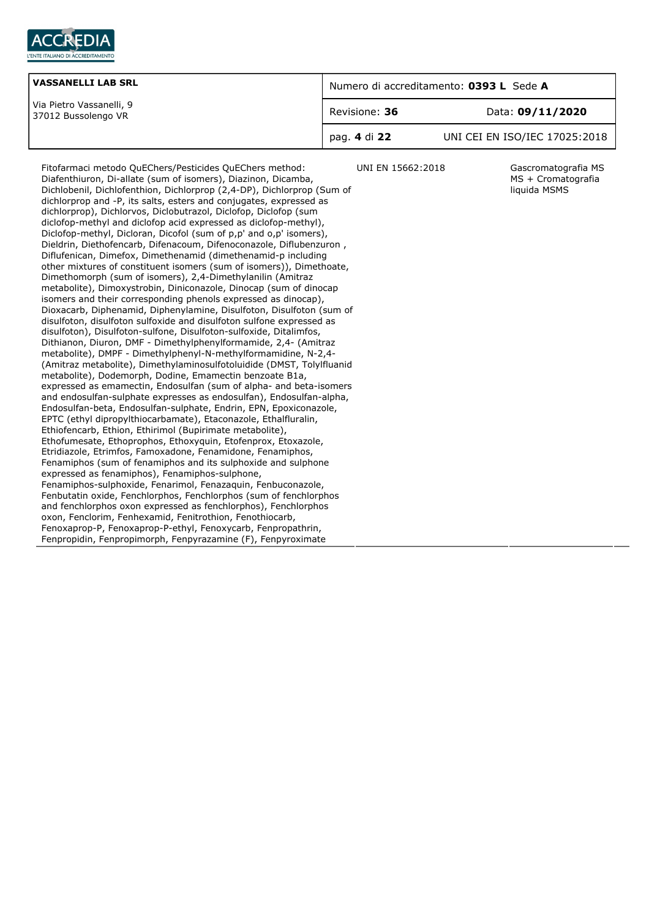| VASSANELLI LAB SRL | Numero di accreditamento: **0393 L** Sede **A** | |
|---|---|---|
| Via Pietro Vassanelli, 9<br>37012 Bussolengo VR | Revisione: **36** | Data: **09/11/2020** |
| | | UNI CEI EN ISO/IEC 17025:2018 |

| | | |
|---|---|---|
| Fitofarmaci metodo QuEChers/Pesticides QuEChers method: Diafenthiuron, Di-allate (sum of isomers), Diazinon, Dicamba, Dichlobenil, Dichlofenthion, Dichlorprop (2,4-DP), Dichlorprop (Sum of dichlorprop and -P, its salts, esters and conjugates, expressed as dichlorprop), Dichlorvos, Diclobutrazol, Diclofop, Diclofop (sum diclofop-methyl and diclofop acid expressed as diclofop-methyl), Diclofop-methyl, Dicloran, Dicofol (sum of p,p' and o,p' isomers), Dieldrin, Diethofencarb, Difenacoum, Difenoconazole, Diflubenzuron , Diflufenican, Dimefox, Dimethenamid (dimethenamid-p including other mixtures of constituent isomers (sum of isomers)), Dimethoate, Dimethomorph (sum of isomers), 2,4-Dimethylanilin (Amitraz metabolite), Dimoxystrobin, Diniconazole, Dinocap (sum of dinocap isomers and their corresponding phenols expressed as dinocap), Dioxacarb, Diphenamid, Diphenylamine, Disulfoton, Disulfoton (sum of disulfoton, disulfoton sulfoxide and disulfoton sulfone expressed as disulfoton), Disulfoton-sulfone, Disulfoton-sulfoxide, Ditalimfos, Dithianon, Diuron, DMF - Dimethylphenylformamide, 2,4- (Amitraz metabolite), DMPF - Dimethylphenyl-N-methylformamidine, N-2,4- (Amitraz metabolite), Dimethylaminosulfotoluidide (DMST, Tolylfluanid metabolite), Dodemorph, Dodine, Emamectin benzoate B1a, expressed as emamectin, Endosulfan (sum of alpha- and beta-isomers and endosulfan-sulphate expresses as endosulfan), Endosulfan-alpha, Endosulfan-beta, Endosulfan-sulphate, Endrin, EPN, Epoxiconazole, EPTC (ethyl dipropylthiocarbamate), Etaconazole, Ethalfluralin, Ethiofencarb, Ethion, Ethirimol (Bupirimate metabolite), Ethofumesate, Ethoprophos, Ethoxyquin, Etofenprox, Etoxazole, Etridiazole, Etrimfos, Famoxadone, Fenamidone, Fenamiphos, Fenamiphos (sum of fenamiphos and its sulphoxide and sulphone expressed as fenamiphos), Fenamiphos-sulphone, Fenamiphos-sulphoxide, Fenarimol, Fenazaquin, Fenbuconazole, Fenbutatin oxide, Fenchlorphos, Fenchlorphos (sum of fenchlorphos and fenchlorphos oxon expressed as fenchlorphos), Fenchlorphos oxon, Fenclorim, Fenhexamid, Fenitrothion, Fenothiocarb, Fenoxaprop-P, Fenoxaprop-P-ethyl, Fenoxycarb, Fenpropathrin, Fenpropidin, Fenpropimorph, Fenpyrazamine (F), Fenpyroximate | UNI EN 15662:2018 | Gascromatografia MS MS + Cromatografia liquida MSMS |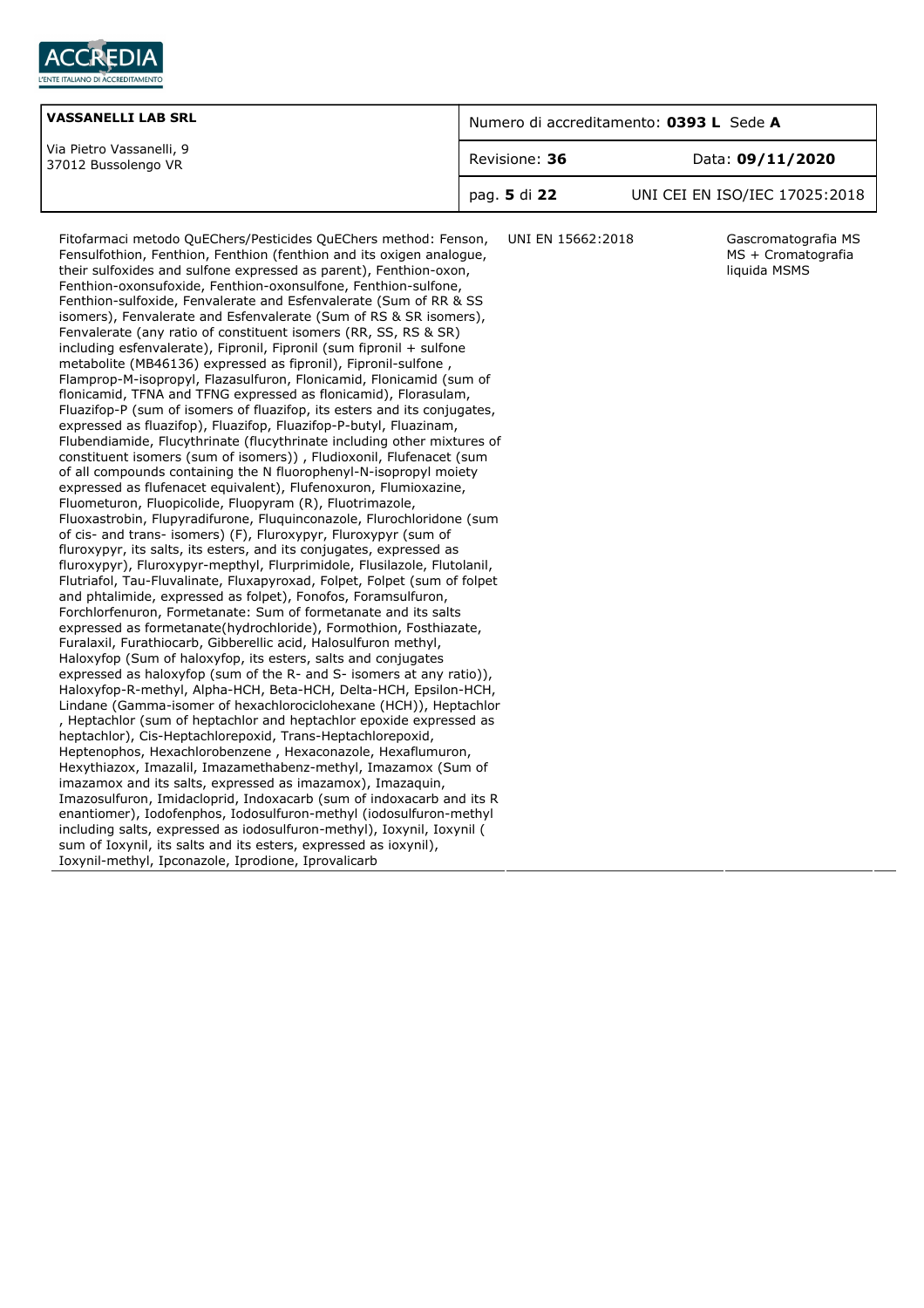| VASSANELLI LAB SRL<br>Via Pietro Vassanelli, 9<br>37012 Bussolengo VR | Numero di accreditamento: **0393 L** Sede **A** | |
|---|---|---|
| | Revisione: **36** | Data: **09/11/2020** |
| | pag. **5** di **22** | UNI CEI EN ISO/IEC 17025:2018 |

| | | |
|---|---|---|
| Fitofarmaci metodo QuEChers/Pesticides QuEChers method: Fenson, Fensulfothion, Fenthion, Fenthion (fenthion and its oxigen analogue, their sulfoxides and sulfone expressed as parent), Fenthion-oxon, Fenthion-oxonsufoxide, Fenthion-oxonsulfone, Fenthion-sulfone, Fenthion-sulfoxide, Fenvalerate and Esfenvalerate (Sum of RR & SS isomers), Fenvalerate and Esfenvalerate (Sum of RS & SR isomers), Fenvalerate (any ratio of constituent isomers (RR, SS, RS & SR) including esfenvalerate), Fipronil, Fipronil (sum fipronil + sulfone metabolite (MB46136) expressed as fipronil), Fipronil-sulfone , Flamprop-M-isopropyl, Flazasulfuron, Flonicamid, Flonicamid (sum of flonicamid, TFNA and TFNG expressed as flonicamid), Florasulam, Fluazifop-P (sum of isomers of fluazifop, its esters and its conjugates, expressed as fluazifop), Fluazifop, Fluazifop-P-butyl, Fluazinam, Flubendiamide, Flucythrinate (flucythrinate including other mixtures of constituent isomers (sum of isomers)) , Fludioxonil, Flufenacet (sum of all compounds containing the N fluorophenyl-N-isopropyl moiety expressed as flufenacet equivalent), Flufenoxuron, Flumioxazine, Fluometuron, Fluopicolide, Fluopyram (R), Fluotrimazole, Fluoxastrobin, Flupyradifurone, Fluquinconazole, Flurochloridone (sum of cis- and trans- isomers) (F), Fluroxypyr, Fluroxypyr (sum of fluroxypyr, its salts, its esters, and its conjugates, expressed as fluroxypyr), Fluroxypyr-mepthyl, Flurprimidole, Flusilazole, Flutolanil, Flutriafol, Tau-Fluvalinate, Fluxapyroxad, Folpet, Folpet (sum of folpet and phtalimide, expressed as folpet), Fonofos, Foramsulfuron, Forchlorfenuron, Formetanate: Sum of formetanate and its salts expressed as formetanate(hydrochloride), Formothion, Fosthiazate, Furalaxil, Furathiocarb, Gibberellic acid, Halosulfuron methyl, Haloxyfop (Sum of haloxyfop, its esters, salts and conjugates expressed as haloxyfop (sum of the R- and S- isomers at any ratio)), Haloxyfop-R-methyl, Alpha-HCH, Beta-HCH, Delta-HCH, Epsilon-HCH, Lindane (Gamma-isomer of hexachlorociclohexane (HCH)), Heptachlor , Heptachlor (sum of heptachlor and heptachlor epoxide expressed as heptachlor), Cis-Heptachlorepoxid, Trans-Heptachlorepoxid, Heptenophos, Hexachlorobenzene , Hexaconazole, Hexaflumuron, Hexythiazox, Imazalil, Imazamethabenz-methyl, Imazamox (Sum of imazamox and its salts, expressed as imazamox), Imazaquin, Imazosulfuron, Imidacloprid, Indoxacarb (sum of indoxacarb and its R enantiomer), Iodofenphos, Iodosulfuron-methyl (iodosulfuron-methyl including salts, expressed as iodosulfuron-methyl), Ioxynil, Ioxynil ( sum of Ioxynil, its salts and its esters, expressed as ioxynil), Ioxynil-methyl, Ipconazole, Iprodione, Iprovalicarb | UNI EN 15662:2018 | Gascromatografia MS MS + Cromatografia liquida MSMS |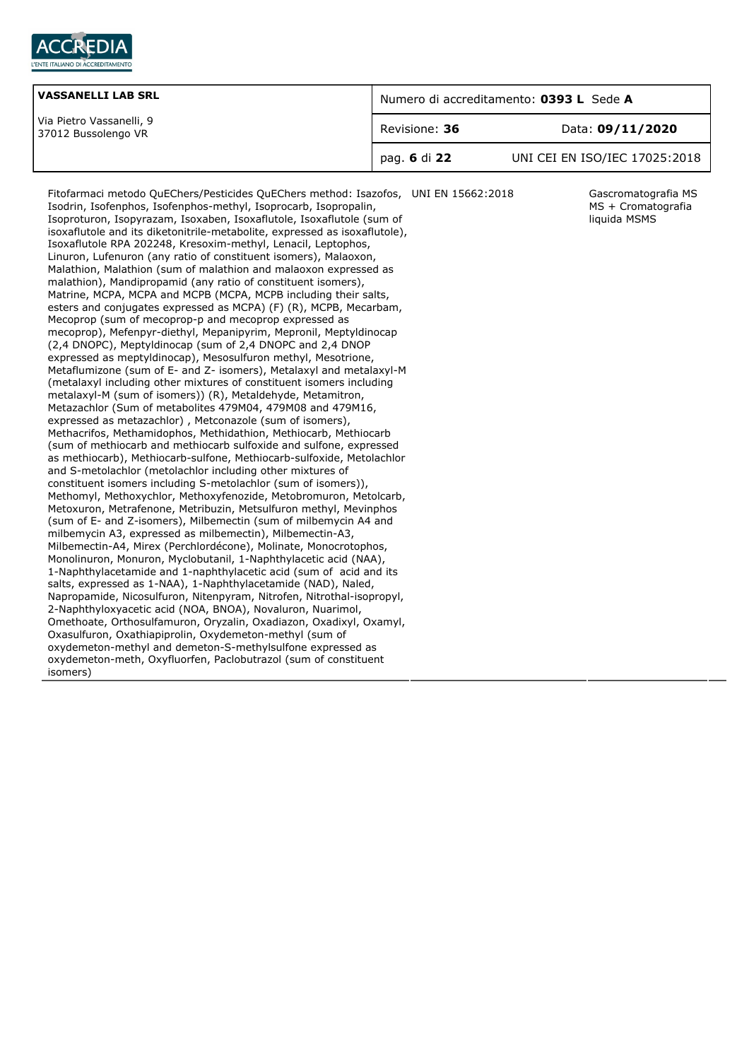| VASSANELLI LAB SRL | Numero di accreditamento: **0393 L** Sede **A** | |
|---|---|---|
| Via Pietro Vassanelli, 9<br>37012 Bussolengo VR | Revisione: **36** | Data: **09/11/2020** |
| | pag. **6** di **22** | UNI CEI EN ISO/IEC 17025:2018 |

| | | |
|---|---|---|
| Fitofarmaci metodo QuEChers/Pesticides QuEChers method: Isazofos, Isodrin, Isofenphos, Isofenphos-methyl, Isoprocarb, Isopropalin, Isoproturon, Isopyrazam, Isoxaben, Isoxaflutole, Isoxaflutole (sum of isoxaflutole and its diketonitrile-metabolite, expressed as isoxaflutole), Isoxaflutole RPA 202248, Kresoxim-methyl, Lenacil, Leptophos, Linuron, Lufenuron (any ratio of constituent isomers), Malaoxon, Malathion, Malathion (sum of malathion and malaoxon expressed as malathion), Mandipropamid (any ratio of constituent isomers), Matrine, MCPA, MCPA and MCPB (MCPA, MCPB including their salts, esters and conjugates expressed as MCPA) (F) (R), MCPB, Mecarbam, Mecoprop (sum of mecoprop-p and mecoprop expressed as mecoprop), Mefenpyr-diethyl, Mepanipyrim, Mepronil, Meptyldinocap (2,4 DNOPC), Meptyldinocap (sum of 2,4 DNOPC and 2,4 DNOP expressed as meptyldinocap), Mesosulfuron methyl, Mesotrione, Metaflumizone (sum of E- and Z- isomers), Metalaxyl and metalaxyl-M (metalaxyl including other mixtures of constituent isomers including metalaxyl-M (sum of isomers)) (R), Metaldehyde, Metamitron, Metazachlor (Sum of metabolites 479M04, 479M08 and 479M16, expressed as metazachlor) , Metconazole (sum of isomers), Methacrifos, Methamidophos, Methidathion, Methiocarb, Methiocarb (sum of methiocarb and methiocarb sulfoxide and sulfone, expressed as methiocarb), Methiocarb-sulfone, Methiocarb-sulfoxide, Metolachlor and S-metolachlor (metolachlor including other mixtures of constituent isomers including S-metolachlor (sum of isomers)), Methomyl, Methoxychlor, Methoxyfenozide, Metobromuron, Metolcarb, Metoxuron, Metrafenone, Metribuzin, Metsulfuron methyl, Mevinphos (sum of E- and Z-isomers), Milbemectin (sum of milbemycin A4 and milbemycin A3, expressed as milbemectin), Milbemectin-A3, Milbemectin-A4, Mirex (Perchlordécone), Molinate, Monocrotophos, Monolinuron, Monuron, Myclobutanil, 1-Naphthylacetic acid (NAA), 1-Naphthylacetamide and 1-naphthylacetic acid (sum of acid and its salts, expressed as 1-NAA), 1-Naphthylacetamide (NAD), Naled, Napropamide, Nicosulfuron, Nitenpyram, Nitrofen, Nitrothal-isopropyl, 2-Naphthyloxyacetic acid (NOA, BNOA), Novaluron, Nuarimol, Omethoate, Orthosulfamuron, Oryzalin, Oxadiazon, Oxadixyl, Oxamyl, Oxasulfuron, Oxathiapiprolin, Oxydemeton-methyl (sum of oxydemeton-methyl and demeton-S-methylsulfone expressed as oxydemeton-meth, Oxyfluorfen, Paclobutrazol (sum of constituent isomers) | UNI EN 15662:2018 | Gascromatografia MS MS + Cromatografia liquida MSMS |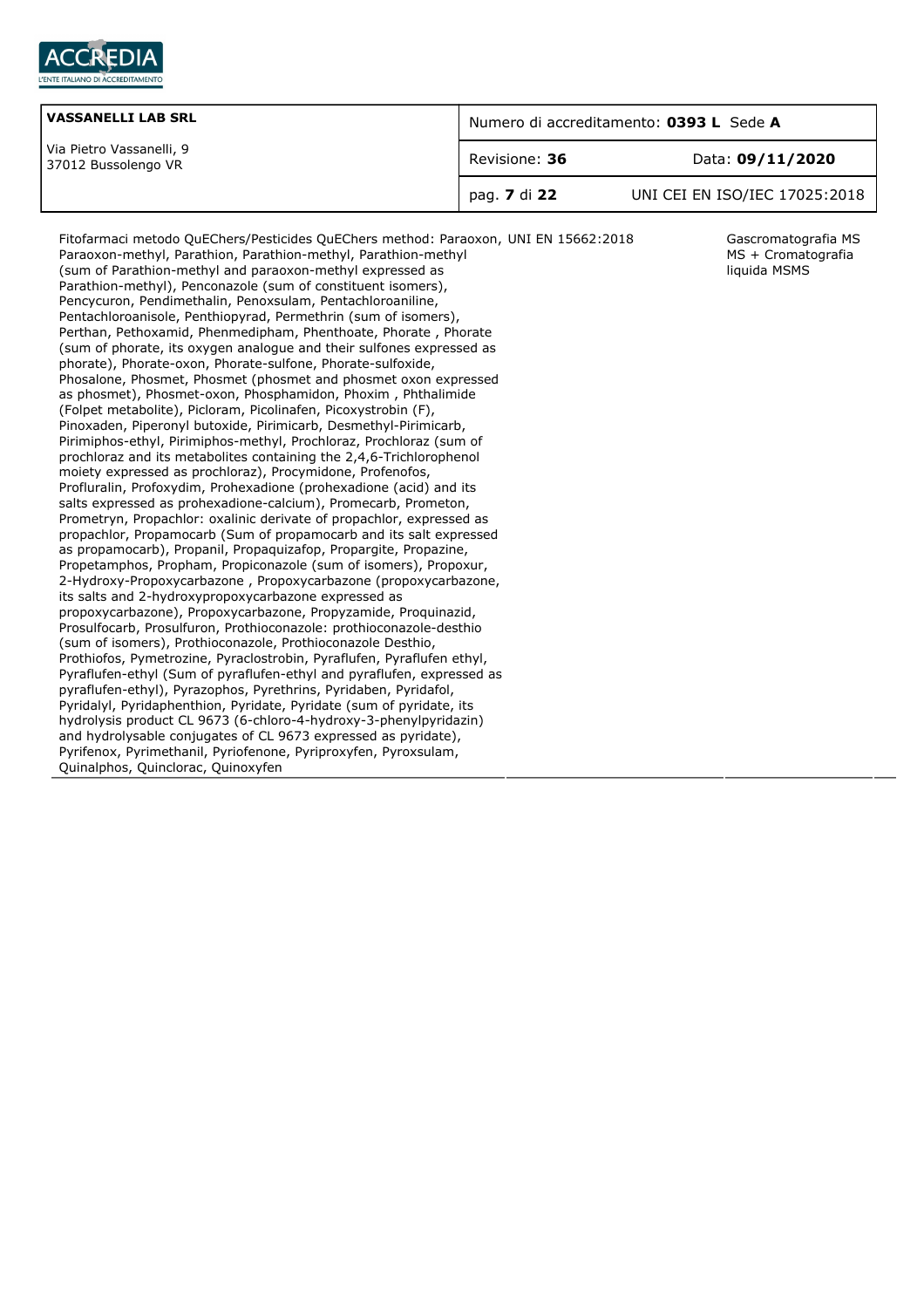| VASSANELLI LAB SRL | Numero di accreditamento: **0393 L** Sede **A** | |
|---|---|---|
| Via Pietro Vassanelli, 9<br>37012 Bussolengo VR | Revisione: **36** | Data: **09/11/2020** |
| | pag. **7** di **22** | UNI CEI EN ISO/IEC 17025:2018 |

| | | |
|---|---|---|
| Fitofarmaci metodo QuEChers/Pesticides QuEChers method: Paraoxon, Paraoxon-methyl, Parathion, Parathion-methyl, Parathion-methyl (sum of Parathion-methyl and paraoxon-methyl expressed as Parathion-methyl), Penconazole (sum of constituent isomers), Pencycuron, Pendimethalin, Penoxsulam, Pentachloroaniline, Pentachloroanisole, Penthiopyrad, Permethrin (sum of isomers), Perthan, Pethoxamid, Phenmedipham, Phenthoate, Phorate , Phorate (sum of phorate, its oxygen analogue and their sulfones expressed as phorate), Phorate-oxon, Phorate-sulfone, Phorate-sulfoxide, Phosalone, Phosmet, Phosmet (phosmet and phosmet oxon expressed as phosmet), Phosmet-oxon, Phosphamidon, Phoxim , Phthalimide (Folpet metabolite), Picloram, Picolinafen, Picoxystrobin (F), Pinoxaden, Piperonyl butoxide, Pirimicarb, Desmethyl-Pirimicarb, Pirimiphos-ethyl, Pirimiphos-methyl, Prochloraz, Prochloraz (sum of prochloraz and its metabolites containing the 2,4,6-Trichlorophenol moiety expressed as prochloraz), Procymidone, Profenofos, Profluralin, Profoxydim, Prohexadione (prohexadione (acid) and its salts expressed as prohexadione-calcium), Promecarb, Prometon, Prometryn, Propachlor: oxalinic derivate of propachlor, expressed as propachlor, Propamocarb (Sum of propamocarb and its salt expressed as propamocarb), Propanil, Propaquizafop, Propargite, Propazine, Propetamphos, Propham, Propiconazole (sum of isomers), Propoxur, 2-Hydroxy-Propoxycarbazone , Propoxycarbazone (propoxycarbazone, its salts and 2-hydroxypropoxycarbazone expressed as propoxycarbazone), Propoxycarbazone, Propyzamide, Proquinazid, Prosulfocarb, Prosulfuron, Prothioconazole: prothioconazole-desthio (sum of isomers), Prothioconazole, Prothioconazole Desthio, Prothiofos, Pymetrozine, Pyraclostrobin, Pyraflufen, Pyraflufen ethyl, Pyraflufen-ethyl (Sum of pyraflufen-ethyl and pyraflufen, expressed as pyraflufen-ethyl), Pyrazophos, Pyrethrins, Pyridaben, Pyridafol, Pyridalyl, Pyridaphenthion, Pyridate, Pyridate (sum of pyridate, its hydrolysis product CL 9673 (6-chloro-4-hydroxy-3-phenylpyridazin) and hydrolysable conjugates of CL 9673 expressed as pyridate), Pyrifenox, Pyrimethanil, Pyriofenone, Pyriproxyfen, Pyroxsulam, Quinalphos, Quinclorac, Quinoxyfen | UNI EN 15662:2018 | Gascromatografia MS MS + Cromatografia liquida MSMS |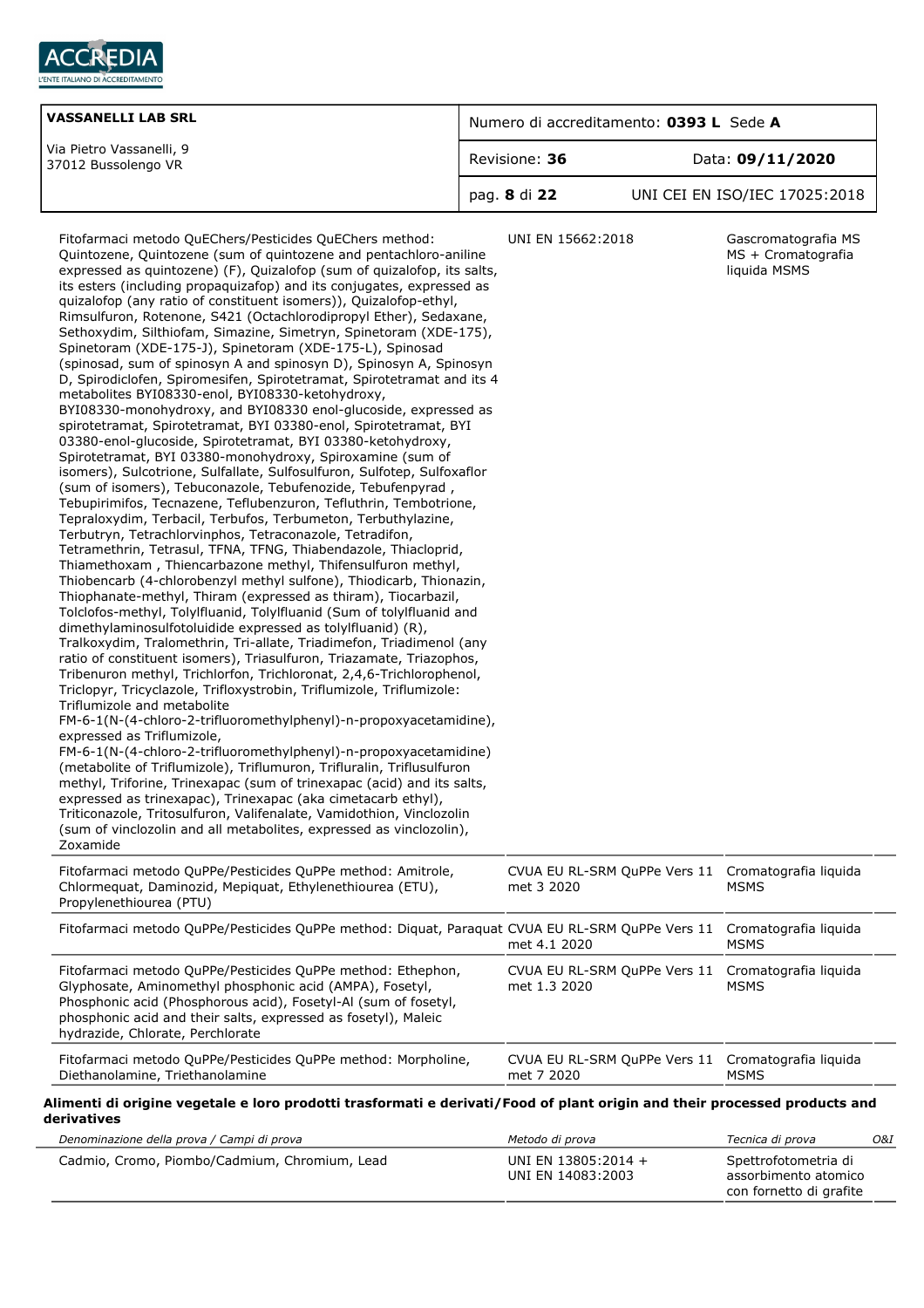| | | | |
|---|---|---|---|
| Fitofarmaci metodo QuEChers/Pesticides QuEChers method: Quintozene, Quintozene (sum of quintozene and pentachloro-aniline expressed as quintozene) (F), Quizalofop (sum of quizalofop, its salts, its esters (including propaquizafop) and its conjugates, expressed as quizalofop (any ratio of constituent isomers)), Quizalofop-ethyl, Rimsulfuron, Rotenone, S421 (Octachlorodipropyl Ether), Sedaxane, Sethoxydim, Silthiofam, Simazine, Simetryn, Spinetoram (XDE-175), Spinetoram (XDE-175-J), Spinetoram (XDE-175-L), Spinosad (spinosad, sum of spinosyn A and spinosyn D), Spinosyn A, Spinosyn D, Spirodiclofen, Spiromesifen, Spirotetramat, Spirotetramat and its 4 metabolites BYI08330-enol, BYI08330-ketohydroxy, BYI08330-monohydroxy, and BYI08330 enol-glucoside, expressed as spirotetramat, Spirotetramat, BYI 03380-enol, Spirotetramat, BYI 03380-enol-glucoside, Spirotetramat, BYI 03380-ketohydroxy, Spirotetramat, BYI 03380-monohydroxy, Spiroxamine (sum of isomers), Sulcotrione, Sulfallate, Sulfosulfuron, Sulfotep, Sulfoxaflor (sum of isomers), Tebuconazole, Tebufenozide, Tebufenpyrad , Tebupirimifos, Tecnazene, Teflubenzuron, Tefluthrin, Tembotrione, Tepraloxydim, Terbacil, Terbufos, Terbumeton, Terbuthylazine, Terbutryn, Tetrachlorvinphos, Tetraconazole, Tetradifon, Tetramethrin, Tetrasul, TFNA, TFNG, Thiabendazole, Thiacloprid, Thiamethoxam , Thiencarbazone methyl, Thifensulfuron methyl, Thiobencarb (4-chlorobenzyl methyl sulfone), Thiodicarb, Thionazin, Thiophanate-methyl, Thiram (expressed as thiram), Tiocarbazil, Tolclofos-methyl, Tolylfluanid, Tolylfluanid (Sum of tolylfluanid and dimethylaminosulfotoluidide expressed as tolylfluanid) (R), Tralkoxydim, Tralomethrin, Tri-allate, Triadimefon, Triadimenol (any ratio of constituent isomers), Triasulfuron, Triazamate, Triazophos, Tribenuron methyl, Trichlorfon, Trichloronat, 2,4,6-Trichlorophenol, Triclopyr, Tricyclazole, Trifloxystrobin, Triflumizole, Triflumizole: Triflumizole and metabolite FM-6-1(N-(4-chloro-2-trifluoromethylphenyl)-n-propoxyacetamidine), expressed as Triflumizole, FM-6-1(N-(4-chloro-2-trifluoromethylphenyl)-n-propoxyacetamidine) (metabolite of Triflumizole), Triflumuron, Trifluralin, Triflusulfuron methyl, Triforine, Trinexapac (sum of trinexapac (acid) and its salts, expressed as trinexapac), Trinexapac (aka cimetacarb ethyl), Triticonazole, Tritosulfuron, Valifenalate, Vamidothion, Vinclozolin (sum of vinclozolin and all metabolites, expressed as vinclozolin), Zoxamide | UNI EN 15662:2018 | Gascromatografia MS MS + Cromatografia liquida MSMS | |
| Fitofarmaci metodo QuPPe/Pesticides QuPPe method: Amitrole, Chlormequat, Daminozid, Mepiquat, Ethylenethiourea (ETU), Propylenethiourea (PTU) | CVUA EU RL-SRM QuPPe Vers 11 met 3 2020 | Cromatografia liquida MSMS | |
| Fitofarmaci metodo QuPPe/Pesticides QuPPe method: Diquat, Paraquat | CVUA EU RL-SRM QuPPe Vers 11 met 4.1 2020 | Cromatografia liquida MSMS | |
| Fitofarmaci metodo QuPPe/Pesticides QuPPe method: Ethephon, Glyphosate, Aminomethyl phosphonic acid (AMPA), Fosetyl, Phosphonic acid (Phosphorous acid), Fosetyl-Al (sum of fosetyl, phosphonic acid and their salts, expressed as fosetyl), Maleic hydrazide, Chlorate, Perchlorate | CVUA EU RL-SRM QuPPe Vers 11 met 1.3 2020 | Cromatografia liquida MSMS | |
| Fitofarmaci metodo QuPPe/Pesticides QuPPe method: Morpholine, Diethanolamine, Triethanolamine | CVUA EU RL-SRM QuPPe Vers 11 met 7 2020 | Cromatografia liquida MSMS | |

**Alimenti di origine vegetale e loro prodotti trasformati e derivati/Food of plant origin and their processed products and derivatives**

| *Denominazione della prova / Campi di prova* | *Metodo di prova* | *Tecnica di prova* | *O&I* |
|---|---|---|---|
| Cadmio, Cromo, Piombo/Cadmium, Chromium, Lead | UNI EN 13805:2014 + UNI EN 14083:2003 | Spettrofotometria di assorbimento atomico con fornetto di grafite | |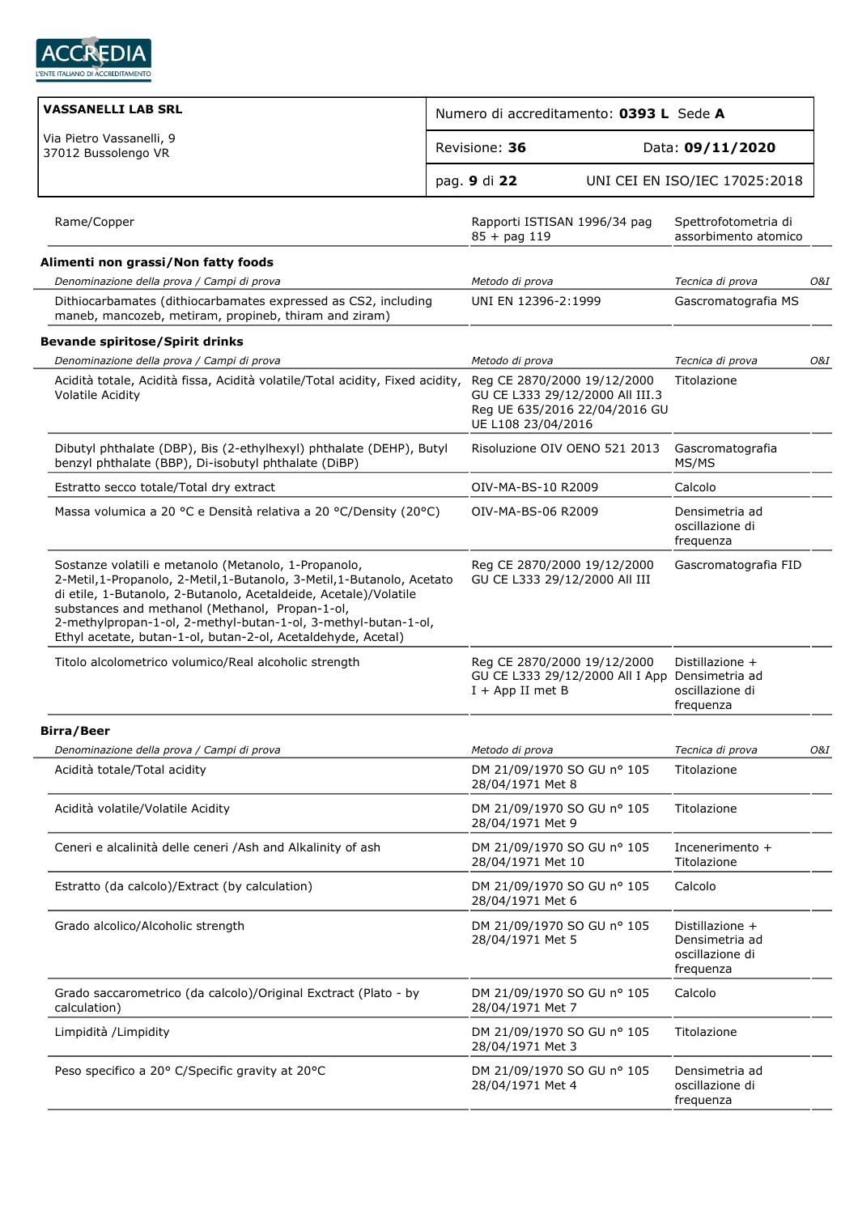**VASSANELLI LAB SRL**

Via Pietro Vassanelli, 9
37012 Bussolengo VR

Numero di accreditamento: **0393 L** Sede **A**

Revisione: **36** Data: **09/11/2020**

UNI CEI EN ISO/IEC 17025:2018

| | | | |
|---|---|---|---|
| Rame/Copper | Rapporti ISTISAN 1996/34 pag 85 + pag 119 | Spettrofotometria di assorbimento atomico | |

**Alimenti non grassi/Non fatty foods**

| *Denominazione della prova / Campi di prova* | *Metodo di prova* | *Tecnica di prova* | *O&I* |
|---|---|---|---|
| Dithiocarbamates (dithiocarbamates expressed as CS2, including maneb, mancozeb, metiram, propineb, thiram and ziram) | UNI EN 12396-2:1999 | Gascromatografia MS | |

**Bevande spiritose/Spirit drinks**

| *Denominazione della prova / Campi di prova* | *Metodo di prova* | *Tecnica di prova* | *O&I* |
|---|---|---|---|
| Acidità totale, Acidità fissa, Acidità volatile/Total acidity, Fixed acidity, Volatile Acidity | Reg CE 2870/2000 19/12/2000 GU CE L333 29/12/2000 All III.3 Reg UE 635/2016 22/04/2016 GU UE L108 23/04/2016 | Titolazione | |
| Dibutyl phthalate (DBP), Bis (2-ethylhexyl) phthalate (DEHP), Butyl benzyl phthalate (BBP), Di-isobutyl phthalate (DiBP) | Risoluzione OIV OENO 521 2013 | Gascromatografia MS/MS | |
| Estratto secco totale/Total dry extract | OIV-MA-BS-10 R2009 | Calcolo | |
| Massa volumica a 20 °C e Densità relativa a 20 °C/Density (20°C) | OIV-MA-BS-06 R2009 | Densimetria ad oscillazione di frequenza | |
| Sostanze volatili e metanolo (Metanolo, 1-Propanolo, 2-Metil,1-Propanolo, 2-Metil,1-Butanolo, 3-Metil,1-Butanolo, Acetato di etile, 1-Butanolo, 2-Butanolo, Acetaldeide, Acetale)/Volatile substances and methanol (Methanol, Propan-1-ol, 2-methylpropan-1-ol, 2-methyl-butan-1-ol, 3-methyl-butan-1-ol, Ethyl acetate, butan-1-ol, butan-2-ol, Acetaldehyde, Acetal) | Reg CE 2870/2000 19/12/2000 GU CE L333 29/12/2000 All III | Gascromatografia FID | |
| Titolo alcolometrico volumico/Real alcoholic strength | Reg CE 2870/2000 19/12/2000 GU CE L333 29/12/2000 All I App I + App II met B | Distillazione + Densimetria ad oscillazione di frequenza | |

**Birra/Beer**

| *Denominazione della prova / Campi di prova* | *Metodo di prova* | *Tecnica di prova* | *O&I* |
|---|---|---|---|
| Acidità totale/Total acidity | DM 21/09/1970 SO GU n° 105 28/04/1971 Met 8 | Titolazione | |
| Acidità volatile/Volatile Acidity | DM 21/09/1970 SO GU n° 105 28/04/1971 Met 9 | Titolazione | |
| Ceneri e alcalinità delle ceneri /Ash and Alkalinity of ash | DM 21/09/1970 SO GU n° 105 28/04/1971 Met 10 | Incenerimento + Titolazione | |
| Estratto (da calcolo)/Extract (by calculation) | DM 21/09/1970 SO GU n° 105 28/04/1971 Met 6 | Calcolo | |
| Grado alcolico/Alcoholic strength | DM 21/09/1970 SO GU n° 105 28/04/1971 Met 5 | Distillazione + Densimetria ad oscillazione di frequenza | |
| Grado saccarometrico (da calcolo)/Original Exctract (Plato - by calculation) | DM 21/09/1970 SO GU n° 105 28/04/1971 Met 7 | Calcolo | |
| Limpidità /Limpidity | DM 21/09/1970 SO GU n° 105 28/04/1971 Met 3 | Titolazione | |
| Peso specifico a 20° C/Specific gravity at 20°C | DM 21/09/1970 SO GU n° 105 28/04/1971 Met 4 | Densimetria ad oscillazione di frequenza | |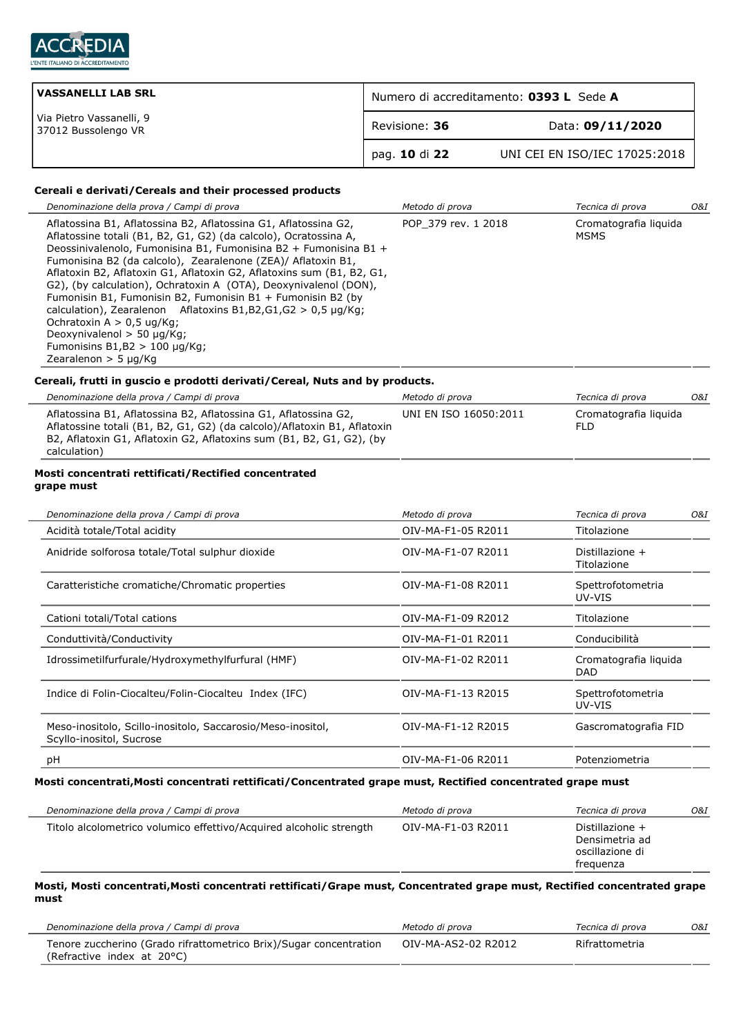| VASSANELLI LAB SRL | Numero di accreditamento: **0393 L** Sede **A** | |
|---|---|---|
| Via Pietro Vassanelli, 9<br>37012 Bussolengo VR | Revisione: **36** | Data: **09/11/2020** |
| | UNI CEI EN ISO/IEC 17025:2018 | |

### Cereali e derivati/Cereals and their processed products

| *Denominazione della prova / Campi di prova* | *Metodo di prova* | *Tecnica di prova* | *O&I* |
|---|---|---|---|
| Aflatossina B1, Aflatossina B2, Aflatossina G1, Aflatossina G2, Aflatossine totali (B1, B2, G1, G2) (da calcolo), Ocratossina A, Deossinivalenolo, Fumonisina B1, Fumonisina B2 + Fumonisina B1 + Fumonisina B2 (da calcolo), Zearalenone (ZEA)/ Aflatoxin B1, Aflatoxin B2, Aflatoxin G1, Aflatoxin G2, Aflatoxins sum (B1, B2, G1, G2), (by calculation), Ochratoxin A (OTA), Deoxynivalenol (DON), Fumonisin B1, Fumonisin B2, Fumonisin B1 + Fumonisin B2 (by calculation), Zearalenon Aflatoxins B1,B2,G1,G2 > 0,5 µg/Kg; Ochratoxin A > 0,5 ug/Kg; Deoxynivalenol > 50 µg/Kg; Fumonisins B1,B2 > 100 µg/Kg; Zearalenon > 5 µg/Kg | POP_379 rev. 1 2018 | Cromatografia liquida MSMS | |

### Cereali, frutti in guscio e prodotti derivati/Cereal, Nuts and by products.

| *Denominazione della prova / Campi di prova* | *Metodo di prova* | *Tecnica di prova* | *O&I* |
|---|---|---|---|
| Aflatossina B1, Aflatossina B2, Aflatossina G1, Aflatossina G2, Aflatossine totali (B1, B2, G1, G2) (da calcolo)/Aflatoxin B1, Aflatoxin B2, Aflatoxin G1, Aflatoxin G2, Aflatoxins sum (B1, B2, G1, G2), (by calculation) | UNI EN ISO 16050:2011 | Cromatografia liquida FLD | |

### Mosti concentrati rettificati/Rectified concentrated grape must

| *Denominazione della prova / Campi di prova* | *Metodo di prova* | *Tecnica di prova* | *O&I* |
|---|---|---|---|
| Acidità totale/Total acidity | OIV-MA-F1-05 R2011 | Titolazione | |
| Anidride solforosa totale/Total sulphur dioxide | OIV-MA-F1-07 R2011 | Distillazione + Titolazione | |
| Caratteristiche cromatiche/Chromatic properties | OIV-MA-F1-08 R2011 | Spettrofotometria UV-VIS | |
| Cationi totali/Total cations | OIV-MA-F1-09 R2012 | Titolazione | |
| Conduttività/Conductivity | OIV-MA-F1-01 R2011 | Conducibilità | |
| Idrossimetilfurfurale/Hydroxymethylfurfural (HMF) | OIV-MA-F1-02 R2011 | Cromatografia liquida DAD | |
| Indice di Folin-Ciocalteu/Folin-Ciocalteu Index (IFC) | OIV-MA-F1-13 R2015 | Spettrofotometria UV-VIS | |
| Meso-inositolo, Scillo-inositolo, Saccarosio/Meso-inositol, Scyllo-inositol, Sucrose | OIV-MA-F1-12 R2015 | Gascromatografia FID | |
| pH | OIV-MA-F1-06 R2011 | Potenziometria | |

### Mosti concentrati,Mosti concentrati rettificati/Concentrated grape must, Rectified concentrated grape must

| *Denominazione della prova / Campi di prova* | *Metodo di prova* | *Tecnica di prova* | *O&I* |
|---|---|---|---|
| Titolo alcolometrico volumico effettivo/Acquired alcoholic strength | OIV-MA-F1-03 R2011 | Distillazione + Densimetria ad oscillazione di frequenza | |

### Mosti, Mosti concentrati,Mosti concentrati rettificati/Grape must, Concentrated grape must, Rectified concentrated grape must

| *Denominazione della prova / Campi di prova* | *Metodo di prova* | *Tecnica di prova* | *O&I* |
|---|---|---|---|
| Tenore zuccherino (Grado rifrattometrico Brix)/Sugar concentration (Refractive index at 20°C) | OIV-MA-AS2-02 R2012 | Rifrattometria | |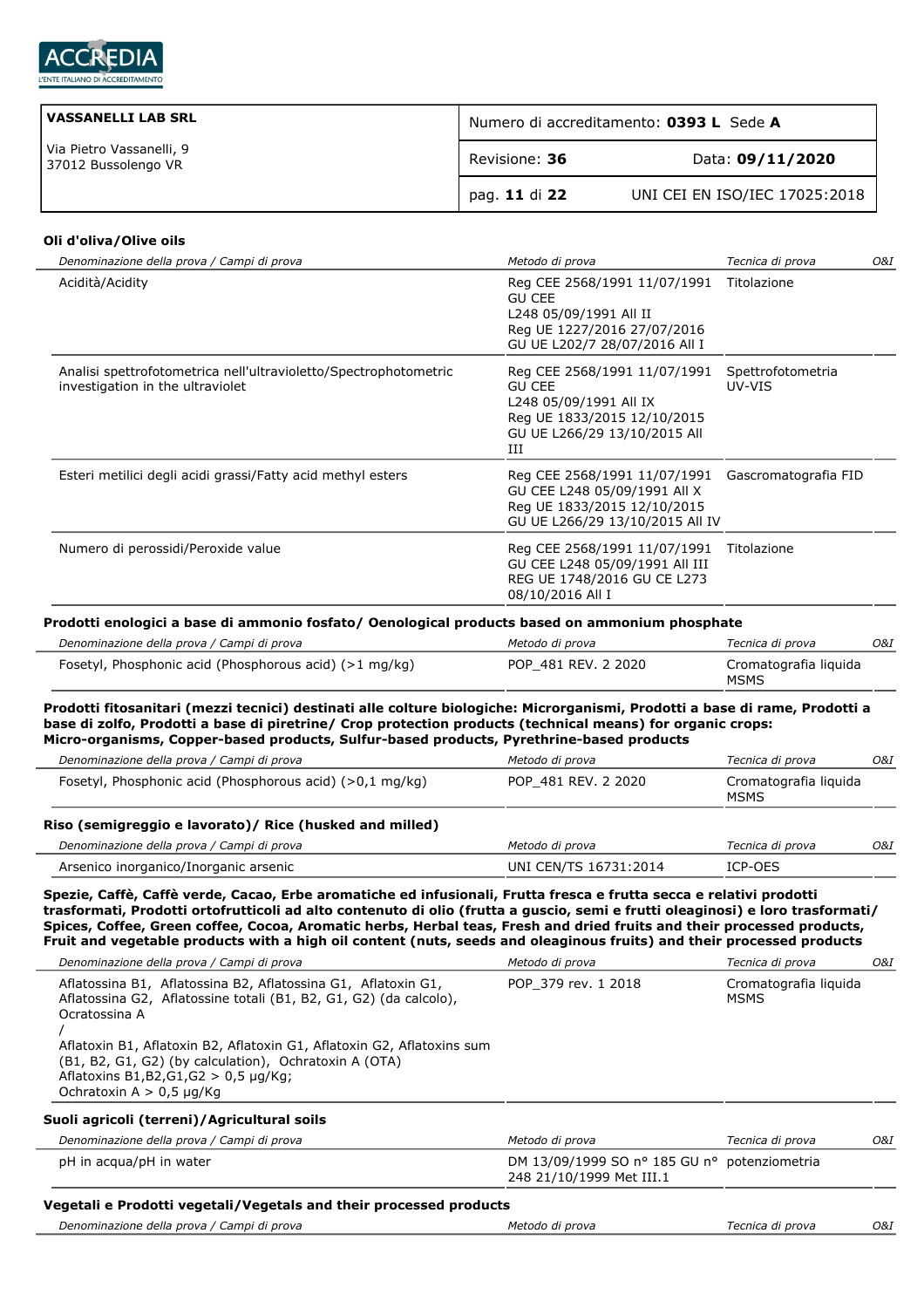| VASSANELLI LAB SRL | Numero di accreditamento: **0393 L** Sede **A** | |
|---|---|---|
| Via Pietro Vassanelli, 9<br>37012 Bussolengo VR | Revisione: **36** | Data: **09/11/2020** |
| | | UNI CEI EN ISO/IEC 17025:2018 |

**Oli d'oliva/Olive oils**

| *Denominazione della prova / Campi di prova* | *Metodo di prova* | *Tecnica di prova* | *O&I* |
|---|---|---|---|
| Acidità/Acidity | Reg CEE 2568/1991 11/07/1991 GU CEE L248 05/09/1991 All II Reg UE 1227/2016 27/07/2016 GU UE L202/7 28/07/2016 All I | Titolazione | |
| Analisi spettrofotometrica nell'ultravioletto/Spectrophotometric investigation in the ultraviolet | Reg CEE 2568/1991 11/07/1991 GU CEE L248 05/09/1991 All IX Reg UE 1833/2015 12/10/2015 GU UE L266/29 13/10/2015 All III | Spettrofotometria UV-VIS | |
| Esteri metilici degli acidi grassi/Fatty acid methyl esters | Reg CEE 2568/1991 11/07/1991 GU CEE L248 05/09/1991 All X Reg UE 1833/2015 12/10/2015 GU UE L266/29 13/10/2015 All IV | Gascromatografia FID | |
| Numero di perossidi/Peroxide value | Reg CEE 2568/1991 11/07/1991 GU CEE L248 05/09/1991 All III REG UE 1748/2016 GU CE L273 08/10/2016 All I | Titolazione | |

**Prodotti enologici a base di ammonio fosfato/ Oenological products based on ammonium phosphate**

| *Denominazione della prova / Campi di prova* | *Metodo di prova* | *Tecnica di prova* | *O&I* |
|---|---|---|---|
| Fosetyl, Phosphonic acid (Phosphorous acid) (>1 mg/kg) | POP_481 REV. 2 2020 | Cromatografia liquida MSMS | |

**Prodotti fitosanitari (mezzi tecnici) destinati alle colture biologiche: Microrganismi, Prodotti a base di rame, Prodotti a base di zolfo, Prodotti a base di piretrine/ Crop protection products (technical means) for organic crops: Micro-organisms, Copper-based products, Sulfur-based products, Pyrethrine-based products**

| *Denominazione della prova / Campi di prova* | *Metodo di prova* | *Tecnica di prova* | *O&I* |
|---|---|---|---|
| Fosetyl, Phosphonic acid (Phosphorous acid) (>0,1 mg/kg) | POP_481 REV. 2 2020 | Cromatografia liquida MSMS | |

**Riso (semigreggio e lavorato)/ Rice (husked and milled)**

| *Denominazione della prova / Campi di prova* | *Metodo di prova* | *Tecnica di prova* | *O&I* |
|---|---|---|---|
| Arsenico inorganico/Inorganic arsenic | UNI CEN/TS 16731:2014 | ICP-OES | |

**Spezie, Caffè, Caffè verde, Cacao, Erbe aromatiche ed infusionali, Frutta fresca e frutta secca e relativi prodotti trasformati, Prodotti ortofrutticoli ad alto contenuto di olio (frutta a guscio, semi e frutti oleaginosi) e loro trasformati/ Spices, Coffee, Green coffee, Cocoa, Aromatic herbs, Herbal teas, Fresh and dried fruits and their processed products, Fruit and vegetable products with a high oil content (nuts, seeds and oleaginous fruits) and their processed products**

| *Denominazione della prova / Campi di prova* | *Metodo di prova* | *Tecnica di prova* | *O&I* |
|---|---|---|---|
| Aflatossina B1, Aflatossina B2, Aflatossina G1, Aflatoxin G1, Aflatossina G2, Aflatossine totali (B1, B2, G1, G2) (da calcolo), Ocratossina A / Aflatoxin B1, Aflatoxin B2, Aflatoxin G1, Aflatoxin G2, Aflatoxins sum (B1, B2, G1, G2) (by calculation), Ochratoxin A (OTA) Aflatoxins B1,B2,G1,G2 > 0,5 µg/Kg; Ochratoxin A > 0,5 µg/Kg | POP_379 rev. 1 2018 | Cromatografia liquida MSMS | |

**Suoli agricoli (terreni)/Agricultural soils**

| *Denominazione della prova / Campi di prova* | *Metodo di prova* | *Tecnica di prova* | *O&I* |
|---|---|---|---|
| pH in acqua/pH in water | DM 13/09/1999 SO n° 185 GU n° 248 21/10/1999 Met III.1 | potenziometria | |

**Vegetali e Prodotti vegetali/Vegetals and their processed products**

| *Denominazione della prova / Campi di prova* | *Metodo di prova* | *Tecnica di prova* | *O&I* |
|---|---|---|---|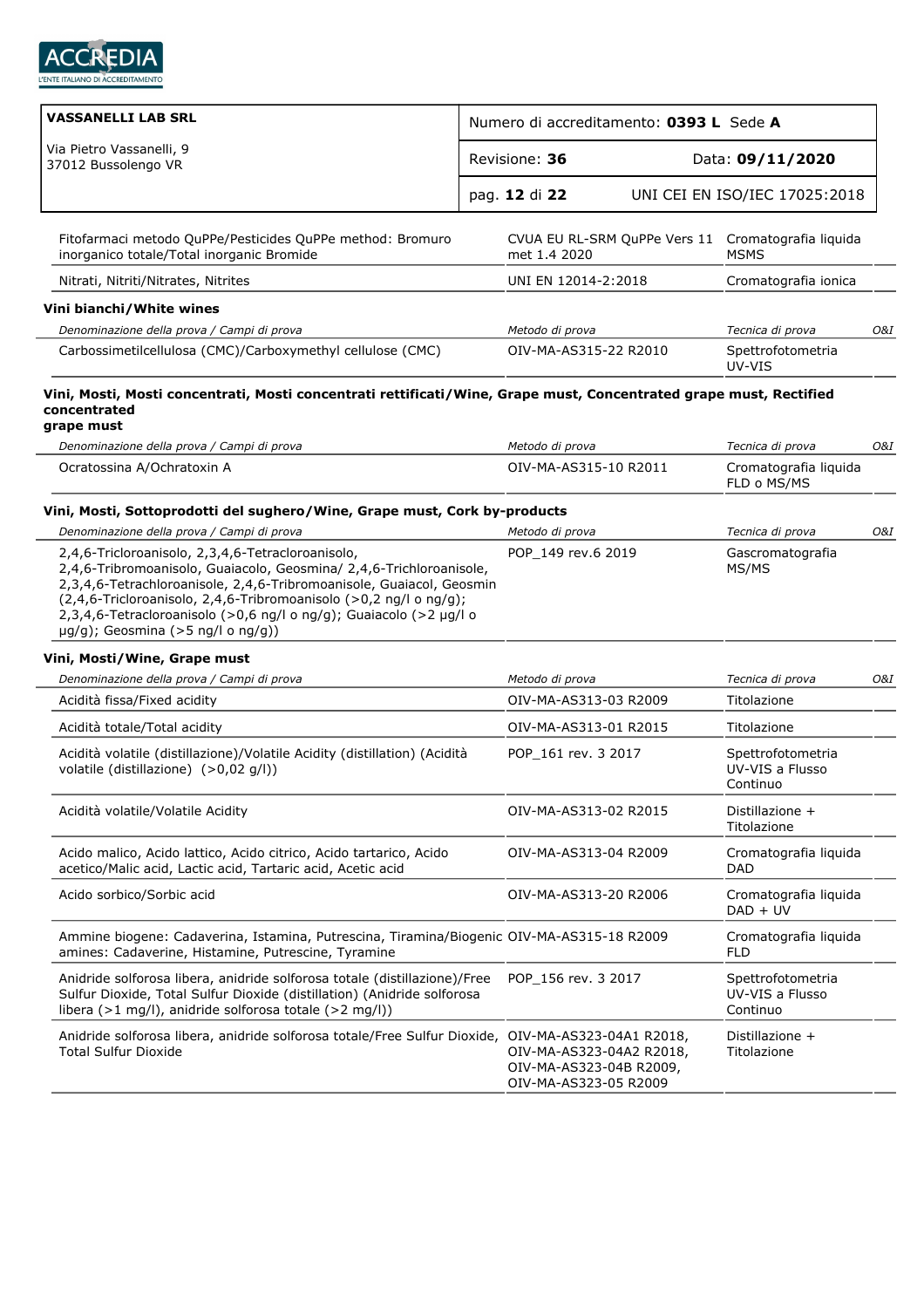| | | | |
|---|---|---|---|
| Fitofarmaci metodo QuPPe/Pesticides QuPPe method: Bromuro inorganico totale/Total inorganic Bromide | CVUA EU RL-SRM QuPPe Vers 11 met 1.4 2020 | Cromatografia liquida MSMS | |
| Nitrati, Nitriti/Nitrates, Nitrites | UNI EN 12014-2:2018 | Cromatografia ionica | |

**Vini bianchi/White wines**

| *Denominazione della prova / Campi di prova* | *Metodo di prova* | *Tecnica di prova* | *O&I* |
|---|---|---|---|
| Carbossimetilcellulosa (CMC)/Carboxymethyl cellulose (CMC) | OIV-MA-AS315-22 R2010 | Spettrofotometria UV-VIS | |

**Vini, Mosti, Mosti concentrati, Mosti concentrati rettificati/Wine, Grape must, Concentrated grape must, Rectified concentrated grape must**

| *Denominazione della prova / Campi di prova* | *Metodo di prova* | *Tecnica di prova* | *O&I* |
|---|---|---|---|
| Ocratossina A/Ochratoxin A | OIV-MA-AS315-10 R2011 | Cromatografia liquida FLD o MS/MS | |

**Vini, Mosti, Sottoprodotti del sughero/Wine, Grape must, Cork by-products**

| *Denominazione della prova / Campi di prova* | *Metodo di prova* | *Tecnica di prova* | *O&I* |
|---|---|---|---|
| 2,4,6-Tricloroanisolo, 2,3,4,6-Tetracloroanisolo, 2,4,6-Tribromoanisolo, Guaiacolo, Geosmina/ 2,4,6-Trichloroanisole, 2,3,4,6-Tetrachloroanisole, 2,4,6-Tribromoanisole, Guaiacol, Geosmin (2,4,6-Tricloroanisolo, 2,4,6-Tribromoanisolo (>0,2 ng/l o ng/g); 2,3,4,6-Tetracloroanisolo (>0,6 ng/l o ng/g); Guaiacolo (>2 µg/l o µg/g); Geosmina (>5 ng/l o ng/g)) | POP_149 rev.6 2019 | Gascromatografia MS/MS | |

**Vini, Mosti/Wine, Grape must**

| *Denominazione della prova / Campi di prova* | *Metodo di prova* | *Tecnica di prova* | *O&I* |
|---|---|---|---|
| Acidità fissa/Fixed acidity | OIV-MA-AS313-03 R2009 | Titolazione | |
| Acidità totale/Total acidity | OIV-MA-AS313-01 R2015 | Titolazione | |
| Acidità volatile (distillazione)/Volatile Acidity (distillation) (Acidità volatile (distillazione) (>0,02 g/l)) | POP_161 rev. 3 2017 | Spettrofotometria UV-VIS a Flusso Continuo | |
| Acidità volatile/Volatile Acidity | OIV-MA-AS313-02 R2015 | Distillazione + Titolazione | |
| Acido malico, Acido lattico, Acido citrico, Acido tartarico, Acido acetico/Malic acid, Lactic acid, Tartaric acid, Acetic acid | OIV-MA-AS313-04 R2009 | Cromatografia liquida DAD | |
| Acido sorbico/Sorbic acid | OIV-MA-AS313-20 R2006 | Cromatografia liquida DAD + UV | |
| Ammine biogene: Cadaverina, Istamina, Putrescina, Tiramina/Biogenic amines: Cadaverine, Histamine, Putrescine, Tyramine | OIV-MA-AS315-18 R2009 | Cromatografia liquida FLD | |
| Anidride solforosa libera, anidride solforosa totale (distillazione)/Free Sulfur Dioxide, Total Sulfur Dioxide (distillation) (Anidride solforosa libera (>1 mg/l), anidride solforosa totale (>2 mg/l)) | POP_156 rev. 3 2017 | Spettrofotometria UV-VIS a Flusso Continuo | |
| Anidride solforosa libera, anidride solforosa totale/Free Sulfur Dioxide, Total Sulfur Dioxide | OIV-MA-AS323-04A1 R2018, OIV-MA-AS323-04A2 R2018, OIV-MA-AS323-04B R2009, OIV-MA-AS323-05 R2009 | Distillazione + Titolazione | |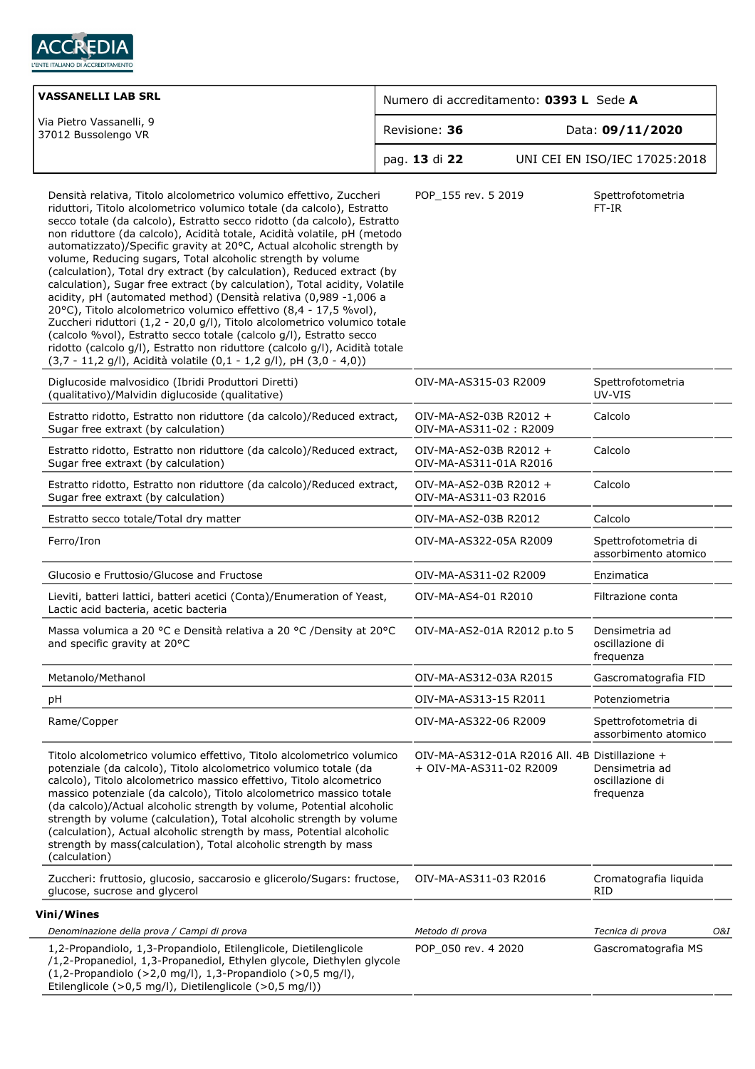| | | | |
|---|---|---|---|
| Densità relativa, Titolo alcolometrico volumico effettivo, Zuccheri riduttori, Titolo alcolometrico volumico totale (da calcolo), Estratto secco totale (da calcolo), Estratto secco ridotto (da calcolo), Estratto non riduttore (da calcolo), Acidità totale, Acidità volatile, pH (metodo automatizzato)/Specific gravity at 20°C, Actual alcoholic strength by volume, Reducing sugars, Total alcoholic strength by volume (calculation), Total dry extract (by calculation), Reduced extract (by calculation), Sugar free extract (by calculation), Total acidity, Volatile acidity, pH (automated method) (Densità relativa (0,989 -1,006 a 20°C), Titolo alcolometrico volumico effettivo (8,4 - 17,5 %vol), Zuccheri riduttori (1,2 - 20,0 g/l), Titolo alcolometrico volumico totale (calcolo %vol), Estratto secco totale (calcolo g/l), Estratto secco ridotto (calcolo g/l), Estratto non riduttore (calcolo g/l), Acidità totale (3,7 - 11,2 g/l), Acidità volatile (0,1 - 1,2 g/l), pH (3,0 - 4,0)) | POP_155 rev. 5 2019 | Spettrofotometria FT-IR | |
| Diglucoside malvosidico (Ibridi Produttori Diretti) (qualitativo)/Malvidin diglucoside (qualitative) | OIV-MA-AS315-03 R2009 | Spettrofotometria UV-VIS | |
| Estratto ridotto, Estratto non riduttore (da calcolo)/Reduced extract, Sugar free extraxt (by calculation) | OIV-MA-AS2-03B R2012 + OIV-MA-AS311-02 : R2009 | Calcolo | |
| Estratto ridotto, Estratto non riduttore (da calcolo)/Reduced extract, Sugar free extraxt (by calculation) | OIV-MA-AS2-03B R2012 + OIV-MA-AS311-01A R2016 | Calcolo | |
| Estratto ridotto, Estratto non riduttore (da calcolo)/Reduced extract, Sugar free extraxt (by calculation) | OIV-MA-AS2-03B R2012 + OIV-MA-AS311-03 R2016 | Calcolo | |
| Estratto secco totale/Total dry matter | OIV-MA-AS2-03B R2012 | Calcolo | |
| Ferro/Iron | OIV-MA-AS322-05A R2009 | Spettrofotometria di assorbimento atomico | |
| Glucosio e Fruttosio/Glucose and Fructose | OIV-MA-AS311-02 R2009 | Enzimatica | |
| Lieviti, batteri lattici, batteri acetici (Conta)/Enumeration of Yeast, Lactic acid bacteria, acetic bacteria | OIV-MA-AS4-01 R2010 | Filtrazione conta | |
| Massa volumica a 20 °C e Densità relativa a 20 °C /Density at 20°C and specific gravity at 20°C | OIV-MA-AS2-01A R2012 p.to 5 | Densimetria ad oscillazione di frequenza | |
| Metanolo/Methanol | OIV-MA-AS312-03A R2015 | Gascromatografia FID | |
| pH | OIV-MA-AS313-15 R2011 | Potenziometria | |
| Rame/Copper | OIV-MA-AS322-06 R2009 | Spettrofotometria di assorbimento atomico | |
| Titolo alcolometrico volumico effettivo, Titolo alcolometrico volumico potenziale (da calcolo), Titolo alcolometrico volumico totale (da calcolo), Titolo alcolometrico massico effettivo, Titolo alcolometrico massico potenziale (da calcolo), Titolo alcolometrico massico totale (da calcolo)/Actual alcoholic strength by volume, Potential alcoholic strength by volume (calculation), Total alcoholic strength by volume (calculation), Actual alcoholic strength by mass, Potential alcoholic strength by mass(calculation), Total alcoholic strength by mass (calculation) | OIV-MA-AS312-01A R2016 All. 4B + OIV-MA-AS311-02 R2009 | Distillazione + Densimetria ad oscillazione di frequenza | |
| Zuccheri: fruttosio, glucosio, saccarosio e glicerolo/Sugars: fructose, glucose, sucrose and glycerol | OIV-MA-AS311-03 R2016 | Cromatografia liquida RID | |

**Vini/Wines**

| *Denominazione della prova / Campi di prova* | *Metodo di prova* | *Tecnica di prova* | *O&I* |
|---|---|---|---|
| 1,2-Propandiolo, 1,3-Propandiolo, Etilenglicole, Dietilenglicole /1,2-Propanediol, 1,3-Propanediol, Ethylen glycole, Diethylen glycole (1,2-Propandiolo (>2,0 mg/l), 1,3-Propandiolo (>0,5 mg/l), Etilenglicole (>0,5 mg/l), Dietilenglicole (>0,5 mg/l)) | POP_050 rev. 4 2020 | Gascromatografia MS | |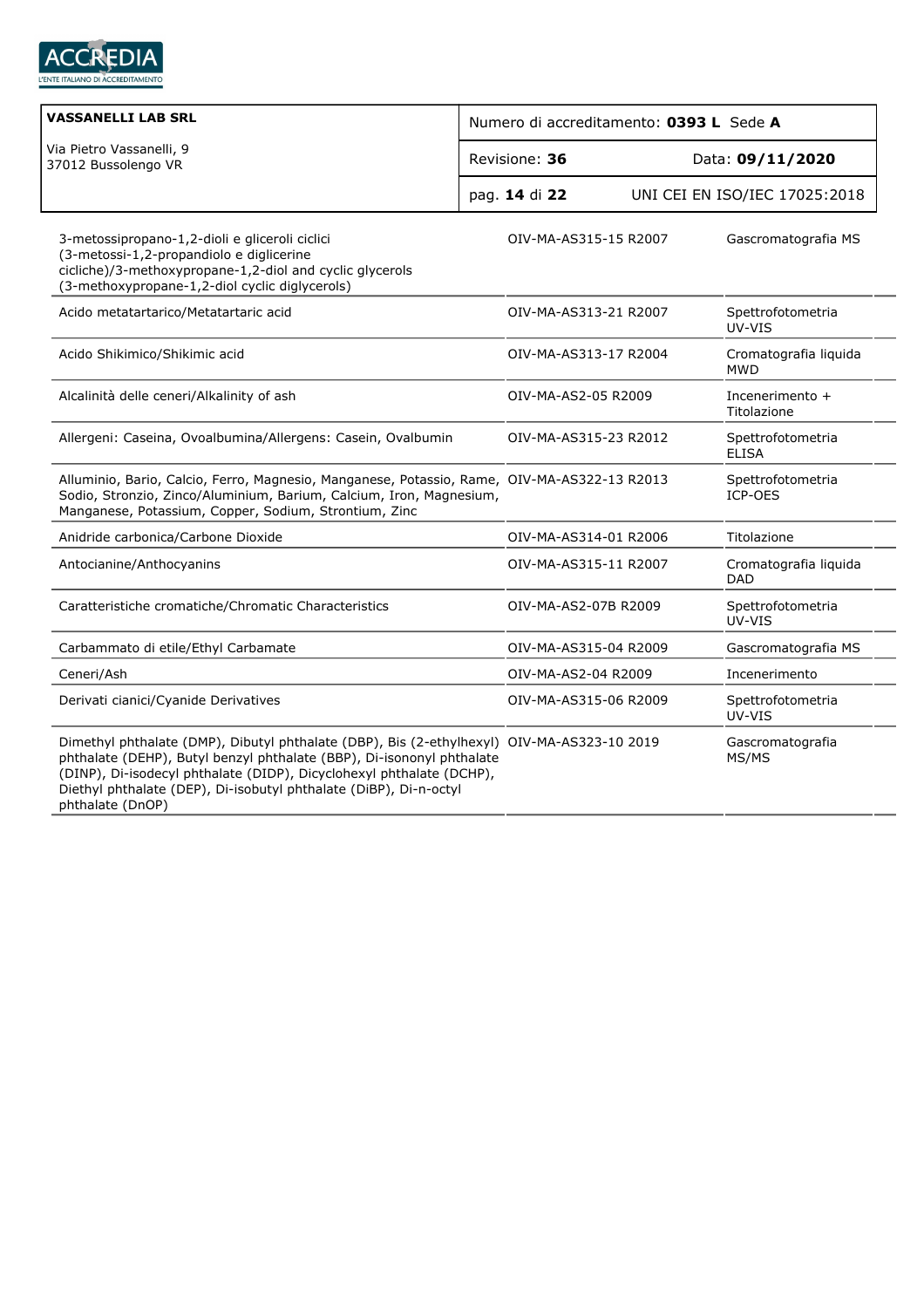| | | |
|---|---|---|
| 3-metossipropano-1,2-dioli e gliceroli ciclici (3-metossi-1,2-propandiolo e diglicerine cicliche)/3-methoxypropane-1,2-diol and cyclic glycerols (3-methoxypropane-1,2-diol cyclic diglycerols) | OIV-MA-AS315-15 R2007 | Gascromatografia MS |
| Acido metatartarico/Metatartaric acid | OIV-MA-AS313-21 R2007 | Spettrofotometria UV-VIS |
| Acido Shikimico/Shikimic acid | OIV-MA-AS313-17 R2004 | Cromatografia liquida MWD |
| Alcalinità delle ceneri/Alkalinity of ash | OIV-MA-AS2-05 R2009 | Incenerimento + Titolazione |
| Allergeni: Caseina, Ovoalbumina/Allergens: Casein, Ovalbumin | OIV-MA-AS315-23 R2012 | Spettrofotometria ELISA |
| Alluminio, Bario, Calcio, Ferro, Magnesio, Manganese, Potassio, Rame, Sodio, Stronzio, Zinco/Aluminium, Barium, Calcium, Iron, Magnesium, Manganese, Potassium, Copper, Sodium, Strontium, Zinc | OIV-MA-AS322-13 R2013 | Spettrofotometria ICP-OES |
| Anidride carbonica/Carbone Dioxide | OIV-MA-AS314-01 R2006 | Titolazione |
| Antocianine/Anthocyanins | OIV-MA-AS315-11 R2007 | Cromatografia liquida DAD |
| Caratteristiche cromatiche/Chromatic Characteristics | OIV-MA-AS2-07B R2009 | Spettrofotometria UV-VIS |
| Carbammato di etile/Ethyl Carbamate | OIV-MA-AS315-04 R2009 | Gascromatografia MS |
| Ceneri/Ash | OIV-MA-AS2-04 R2009 | Incenerimento |
| Derivati cianici/Cyanide Derivatives | OIV-MA-AS315-06 R2009 | Spettrofotometria UV-VIS |
| Dimethyl phthalate (DMP), Dibutyl phthalate (DBP), Bis (2-ethylhexyl) phthalate (DEHP), Butyl benzyl phthalate (BBP), Di-isononyl phthalate (DINP), Di-isodecyl phthalate (DIDP), Dicyclohexyl phthalate (DCHP), Diethyl phthalate (DEP), Di-isobutyl phthalate (DiBP), Di-n-octyl phthalate (DnOP) | OIV-MA-AS323-10 2019 | Gascromatografia MS/MS |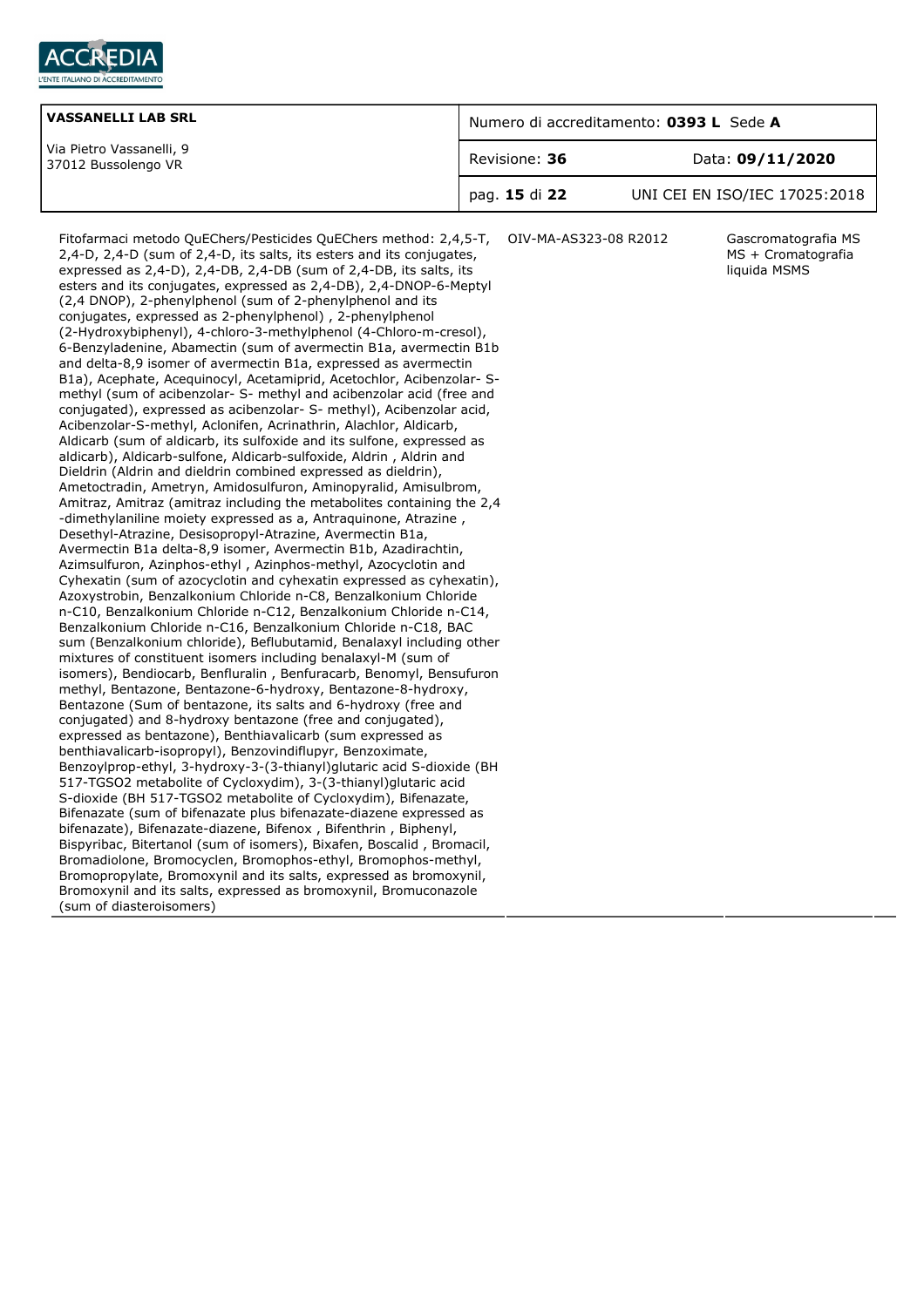| Fitofarmaci metodo QuEChers/Pesticides QuEChers method: 2,4,5-T, 2,4-D, 2,4-D (sum of 2,4-D, its salts, its esters and its conjugates, expressed as 2,4-D), 2,4-DB, 2,4-DB (sum of 2,4-DB, its salts, its esters and its conjugates, expressed as 2,4-DB), 2,4-DNOP-6-Meptyl (2,4 DNOP), 2-phenylphenol (sum of 2-phenylphenol and its conjugates, expressed as 2-phenylphenol) , 2-phenylphenol (2-Hydroxybiphenyl), 4-chloro-3-methylphenol (4-Chloro-m-cresol), 6-Benzyladenine, Abamectin (sum of avermectin B1a, avermectin B1b and delta-8,9 isomer of avermectin B1a, expressed as avermectin B1a), Acephate, Acequinocyl, Acetamiprid, Acetochlor, Acibenzolar- S-methyl (sum of acibenzolar- S- methyl and acibenzolar acid (free and conjugated), expressed as acibenzolar- S- methyl), Acibenzolar acid, Acibenzolar-S-methyl, Aclonifen, Acrinathrin, Alachlor, Aldicarb, Aldicarb (sum of aldicarb, its sulfoxide and its sulfone, expressed as aldicarb), Aldicarb-sulfone, Aldicarb-sulfoxide, Aldrin , Aldrin and Dieldrin (Aldrin and dieldrin combined expressed as dieldrin), Ametoctradin, Ametryn, Amidosulfuron, Aminopyralid, Amisulbrom, Amitraz, Amitraz (amitraz including the metabolites containing the 2,4 -dimethylaniline moiety expressed as a, Antraquinone, Atrazine , Desethyl-Atrazine, Desisopropyl-Atrazine, Avermectin B1a, Avermectin B1a delta-8,9 isomer, Avermectin B1b, Azadirachtin, Azimsulfuron, Azinphos-ethyl , Azinphos-methyl, Azocyclotin and Cyhexatin (sum of azocyclotin and cyhexatin expressed as cyhexatin), Azoxystrobin, Benzalkonium Chloride n-C8, Benzalkonium Chloride n-C10, Benzalkonium Chloride n-C12, Benzalkonium Chloride n-C14, Benzalkonium Chloride n-C16, Benzalkonium Chloride n-C18, BAC sum (Benzalkonium chloride), Beflubutamid, Benalaxyl including other mixtures of constituent isomers including benalaxyl-M (sum of isomers), Bendiocarb, Benfluralin , Benfuracarb, Benomyl, Bensufuron methyl, Bentazone, Bentazone-6-hydroxy, Bentazone-8-hydroxy, Bentazone (Sum of bentazone, its salts and 6-hydroxy (free and conjugated) and 8-hydroxy bentazone (free and conjugated), expressed as bentazone), Benthiavalicarb (sum expressed as benthiavalicarb-isopropyl), Benzovindiflupyr, Benzoximate, Benzoylprop-ethyl, 3-hydroxy-3-(3-thianyl)glutaric acid S-dioxide (BH 517-TGSO2 metabolite of Cycloxydim), 3-(3-thianyl)glutaric acid S-dioxide (BH 517-TGSO2 metabolite of Cycloxydim), Bifenazate, Bifenazate (sum of bifenazate plus bifenazate-diazene expressed as bifenazate), Bifenazate-diazene, Bifenox , Bifenthrin , Biphenyl, Bispyribac, Bitertanol (sum of isomers), Bixafen, Boscalid , Bromacil, Bromadiolone, Bromocyclen, Bromophos-ethyl, Bromophos-methyl, Bromopropylate, Bromoxynil and its salts, expressed as bromoxynil, Bromoxynil and its salts, expressed as bromoxynil, Bromuconazole (sum of diasteroisomers) | OIV-MA-AS323-08 R2012 | Gascromatografia MS MS + Cromatografia liquida MSMS |
|---|---|---|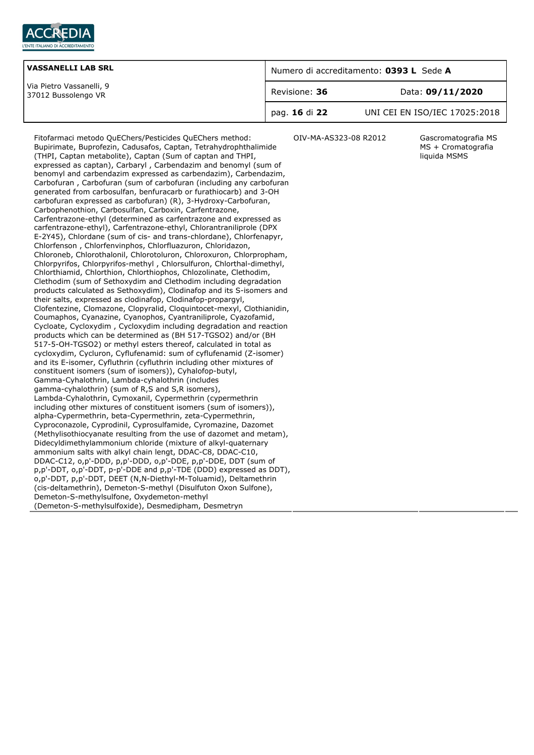| VASSANELLI LAB SRL<br>Via Pietro Vassanelli, 9<br>37012 Bussolengo VR | Numero di accreditamento: **0393 L** Sede **A** | |
|---|---|---|
| | Revisione: **36** | Data: **09/11/2020** |
| | pag. **16** di **22** | UNI CEI EN ISO/IEC 17025:2018 |

| | | |
|---|---|---|
| Fitofarmaci metodo QuEChers/Pesticides QuEChers method: Bupirimate, Buprofezin, Cadusafos, Captan, Tetrahydrophthalimide (THPI, Captan metabolite), Captan (Sum of captan and THPI, expressed as captan), Carbaryl , Carbendazim and benomyl (sum of benomyl and carbendazim expressed as carbendazim), Carbendazim, Carbofuran , Carbofuran (sum of carbofuran (including any carbofuran generated from carbosulfan, benfuracarb or furathiocarb) and 3-OH carbofuran expressed as carbofuran) (R), 3-Hydroxy-Carbofuran, Carbophenothion, Carbosulfan, Carboxin, Carfentrazone, Carfentrazone-ethyl (determined as carfentrazone and expressed as carfentrazone-ethyl), Carfentrazone-ethyl, Chlorantraniliprole (DPX E-2Y45), Chlordane (sum of cis- and trans-chlordane), Chlorfenapyr, Chlorfenson , Chlorfenvinphos, Chlorfluazuron, Chloridazon, Chloroneb, Chlorothalonil, Chlorotoluron, Chloroxuron, Chlorpropham, Chlorpyrifos, Chlorpyrifos-methyl , Chlorsulfuron, Chlorthal-dimethyl, Chlorthiamid, Chlorthion, Chlorthiophos, Chlozolinate, Clethodim, Clethodim (sum of Sethoxydim and Clethodim including degradation products calculated as Sethoxydim), Clodinafop and its S-isomers and their salts, expressed as clodinafop, Clodinafop-propargyl, Clofentezine, Clomazone, Clopyralid, Cloquintocet-mexyl, Clothianidin, Coumaphos, Cyanazine, Cyanophos, Cyantraniliprole, Cyazofamid, Cycloate, Cycloxydim , Cycloxydim including degradation and reaction products which can be determined as (BH 517-TGSO2) and/or (BH 517-5-OH-TGSO2) or methyl esters thereof, calculated in total as cycloxydim, Cycluron, Cyflufenamid: sum of cyflufenamid (Z-isomer) and its E-isomer, Cyfluthrin (cyfluthrin including other mixtures of constituent isomers (sum of isomers)), Cyhalofop-butyl, Gamma-Cyhalothrin, Lambda-cyhalothrin (includes gamma-cyhalothrin) (sum of R,S and S,R isomers), Lambda-Cyhalothrin, Cymoxanil, Cypermethrin (cypermethrin including other mixtures of constituent isomers (sum of isomers)), alpha-Cypermethrin, beta-Cypermethrin, zeta-Cypermethrin, Cyproconazole, Cyprodinil, Cyprosulfamide, Cyromazine, Dazomet (Methylisothiocyanate resulting from the use of dazomet and metam), Didecyldimethylammonium chloride (mixture of alkyl-quaternary ammonium salts with alkyl chain lengt, DDAC-C8, DDAC-C10, DDAC-C12, o,p'-DDD, p,p'-DDD, o,p'-DDE, p,p'-DDE, DDT (sum of p,p'-DDT, o,p'-DDT, p-p'-DDE and p,p'-TDE (DDD) expressed as DDT), o,p'-DDT, p,p'-DDT, DEET (N,N-Diethyl-M-Toluamid), Deltamethrin (cis-deltamethrin), Demeton-S-methyl (Disulfuton Oxon Sulfone), Demeton-S-methylsulfone, Oxydemeton-methyl (Demeton-S-methylsulfoxide), Desmedipham, Desmetryn | OIV-MA-AS323-08 R2012 | Gascromatografia MS MS + Cromatografia liquida MSMS |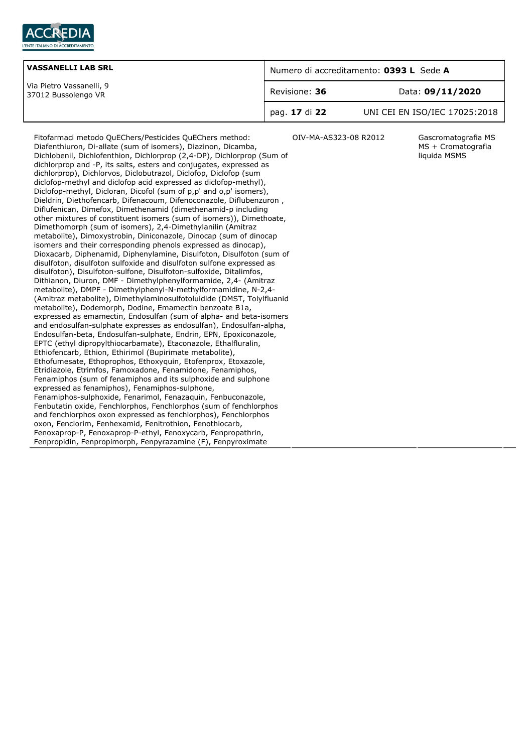| VASSANELLI LAB SRL<br>Via Pietro Vassanelli, 9<br>37012 Bussolengo VR | Numero di accreditamento: **0393 L** Sede **A** | |
|---|---|---|
| | Revisione: **36** | Data: **09/11/2020** |
| | pag. **17** di **22** | UNI CEI EN ISO/IEC 17025:2018 |

| | | |
|---|---|---|
| Fitofarmaci metodo QuEChers/Pesticides QuEChers method: Diafenthiuron, Di-allate (sum of isomers), Diazinon, Dicamba, Dichlobenil, Dichlofenthion, Dichlorprop (2,4-DP), Dichlorprop (Sum of dichlorprop and -P, its salts, esters and conjugates, expressed as dichlorprop), Dichlorvos, Diclobutrazol, Diclofop, Diclofop (sum diclofop-methyl and diclofop acid expressed as diclofop-methyl), Diclofop-methyl, Dicloran, Dicofol (sum of p,p' and o,p' isomers), Dieldrin, Diethofencarb, Difenacoum, Difenoconazole, Diflubenzuron , Diflufenican, Dimefox, Dimethenamid (dimethenamid-p including other mixtures of constituent isomers (sum of isomers)), Dimethoate, Dimethomorph (sum of isomers), 2,4-Dimethylanilin (Amitraz metabolite), Dimoxystrobin, Diniconazole, Dinocap (sum of dinocap isomers and their corresponding phenols expressed as dinocap), Dioxacarb, Diphenamid, Diphenylamine, Disulfoton, Disulfoton (sum of disulfoton, disulfoton sulfoxide and disulfoton sulfone expressed as disulfoton), Disulfoton-sulfone, Disulfoton-sulfoxide, Ditalimfos, Dithianon, Diuron, DMF - Dimethylphenylformamide, 2,4- (Amitraz metabolite), DMPF - Dimethylphenyl-N-methylformamidine, N-2,4- (Amitraz metabolite), Dimethylaminosulfotoluidide (DMST, Tolylfluanid metabolite), Dodemorph, Dodine, Emamectin benzoate B1a, expressed as emamectin, Endosulfan (sum of alpha- and beta-isomers and endosulfan-sulphate expresses as endosulfan), Endosulfan-alpha, Endosulfan-beta, Endosulfan-sulphate, Endrin, EPN, Epoxiconazole, EPTC (ethyl dipropylthiocarbamate), Etaconazole, Ethalfluralin, Ethiofencarb, Ethion, Ethirimol (Bupirimate metabolite), Ethofumesate, Ethoprophos, Ethoxyquin, Etofenprox, Etoxazole, Etridiazole, Etrimfos, Famoxadone, Fenamidone, Fenamiphos, Fenamiphos (sum of fenamiphos and its sulphoxide and sulphone expressed as fenamiphos), Fenamiphos-sulphone, Fenamiphos-sulphoxide, Fenarimol, Fenazaquin, Fenbuconazole, Fenbutatin oxide, Fenchlorphos, Fenchlorphos (sum of fenchlorphos and fenchlorphos oxon expressed as fenchlorphos), Fenchlorphos oxon, Fenclorim, Fenhexamid, Fenitrothion, Fenothiocarb, Fenoxaprop-P, Fenoxaprop-P-ethyl, Fenoxycarb, Fenpropathrin, Fenpropidin, Fenpropimorph, Fenpyrazamine (F), Fenpyroximate | OIV-MA-AS323-08 R2012 | Gascromatografia MS MS + Cromatografia liquida MSMS |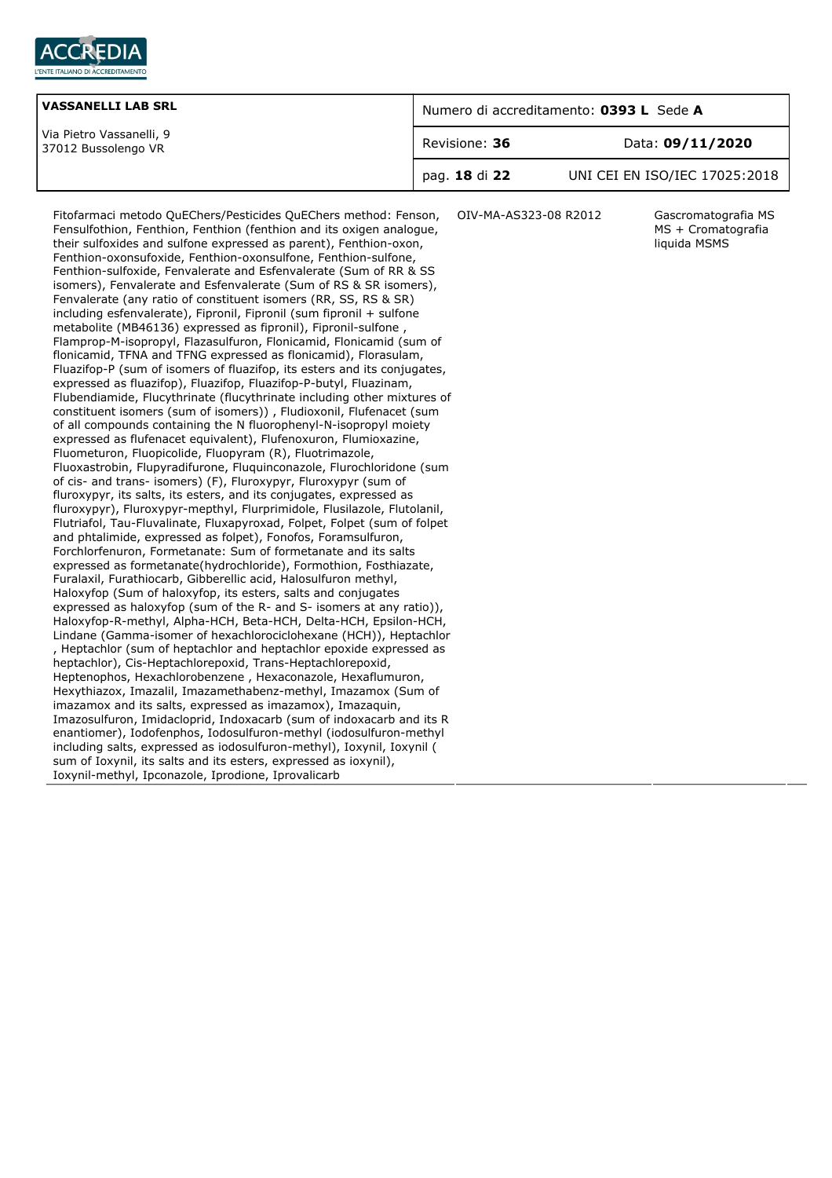| VASSANELLI LAB SRL | Numero di accreditamento: **0393 L** Sede **A** | |
|---|---|---|
| Via Pietro Vassanelli, 9<br>37012 Bussolengo VR | Revisione: **36** | Data: **09/11/2020** |
| | pag. **18** di **22** | UNI CEI EN ISO/IEC 17025:2018 |

| | | |
|---|---|---|
| Fitofarmaci metodo QuEChers/Pesticides QuEChers method: Fenson, Fensulfothion, Fenthion, Fenthion (fenthion and its oxigen analogue, their sulfoxides and sulfone expressed as parent), Fenthion-oxon, Fenthion-oxonsufoxide, Fenthion-oxonsulfone, Fenthion-sulfone, Fenthion-sulfoxide, Fenvalerate and Esfenvalerate (Sum of RR & SS isomers), Fenvalerate and Esfenvalerate (Sum of RS & SR isomers), Fenvalerate (any ratio of constituent isomers (RR, SS, RS & SR) including esfenvalerate), Fipronil, Fipronil (sum fipronil + sulfone metabolite (MB46136) expressed as fipronil), Fipronil-sulfone , Flamprop-M-isopropyl, Flazasulfuron, Flonicamid, Flonicamid (sum of flonicamid, TFNA and TFNG expressed as flonicamid), Florasulam, Fluazifop-P (sum of isomers of fluazifop, its esters and its conjugates, expressed as fluazifop), Fluazifop, Fluazifop-P-butyl, Fluazinam, Flubendiamide, Flucythrinate (flucythrinate including other mixtures of constituent isomers (sum of isomers)) , Fludioxonil, Flufenacet (sum of all compounds containing the N fluorophenyl-N-isopropyl moiety expressed as flufenacet equivalent), Flufenoxuron, Flumioxazine, Fluometuron, Fluopicolide, Fluopyram (R), Fluotrimazole, Fluoxastrobin, Flupyradifurone, Fluquinconazole, Flurochloridone (sum of cis- and trans- isomers) (F), Fluroxypyr, Fluroxypyr (sum of fluroxypyr, its salts, its esters, and its conjugates, expressed as fluroxypyr), Fluroxypyr-mepthyl, Flurprimidole, Flusilazole, Flutolanil, Flutriafol, Tau-Fluvalinate, Fluxapyroxad, Folpet, Folpet (sum of folpet and phtalimide, expressed as folpet), Fonofos, Foramsulfuron, Forchlorfenuron, Formetanate: Sum of formetanate and its salts expressed as formetanate(hydrochloride), Formothion, Fosthiazate, Furalaxil, Furathiocarb, Gibberellic acid, Halosulfuron methyl, Haloxyfop (Sum of haloxyfop, its esters, salts and conjugates expressed as haloxyfop (sum of the R- and S- isomers at any ratio)), Haloxyfop-R-methyl, Alpha-HCH, Beta-HCH, Delta-HCH, Epsilon-HCH, Lindane (Gamma-isomer of hexachlorociclohexane (HCH)), Heptachlor , Heptachlor (sum of heptachlor and heptachlor epoxide expressed as heptachlor), Cis-Heptachlorepoxid, Trans-Heptachlorepoxid, Heptenophos, Hexachlorobenzene , Hexaconazole, Hexaflumuron, Hexythiazox, Imazalil, Imazamethabenz-methyl, Imazamox (Sum of imazamox and its salts, expressed as imazamox), Imazaquin, Imazosulfuron, Imidacloprid, Indoxacarb (sum of indoxacarb and its R enantiomer), Iodofenphos, Iodosulfuron-methyl (iodosulfuron-methyl including salts, expressed as iodosulfuron-methyl), Ioxynil, Ioxynil ( sum of Ioxynil, its salts and its esters, expressed as ioxynil), Ioxynil-methyl, Ipconazole, Iprodione, Iprovalicarb | OIV-MA-AS323-08 R2012 | Gascromatografia MS MS + Cromatografia liquida MSMS |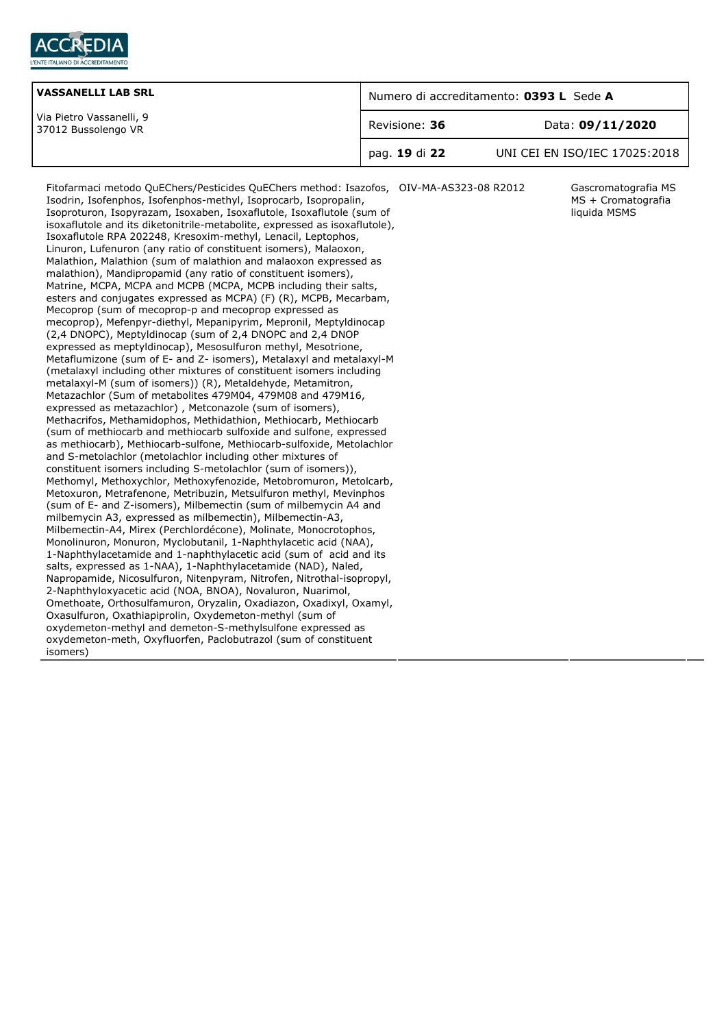| | | |
|---|---|---|
| Fitofarmaci metodo QuEChers/Pesticides QuEChers method: Isazofos, Isodrin, Isofenphos, Isofenphos-methyl, Isoprocarb, Isopropalin, Isoproturon, Isopyrazam, Isoxaben, Isoxaflutole, Isoxaflutole (sum of isoxaflutole and its diketonitrile-metabolite, expressed as isoxaflutole), Isoxaflutole RPA 202248, Kresoxim-methyl, Lenacil, Leptophos, Linuron, Lufenuron (any ratio of constituent isomers), Malaoxon, Malathion, Malathion (sum of malathion and malaoxon expressed as malathion), Mandipropamid (any ratio of constituent isomers), Matrine, MCPA, MCPA and MCPB (MCPA, MCPB including their salts, esters and conjugates expressed as MCPA) (F) (R), MCPB, Mecarbam, Mecoprop (sum of mecoprop-p and mecoprop expressed as mecoprop), Mefenpyr-diethyl, Mepanipyrim, Mepronil, Meptyldinocap (2,4 DNOPC), Meptyldinocap (sum of 2,4 DNOPC and 2,4 DNOP expressed as meptyldinocap), Mesosulfuron methyl, Mesotrione, Metaflumizone (sum of E- and Z- isomers), Metalaxyl and metalaxyl-M (metalaxyl including other mixtures of constituent isomers including metalaxyl-M (sum of isomers)) (R), Metaldehyde, Metamitron, Metazachlor (Sum of metabolites 479M04, 479M08 and 479M16, expressed as metazachlor) , Metconazole (sum of isomers), Methacrifos, Methamidophos, Methidathion, Methiocarb, Methiocarb (sum of methiocarb and methiocarb sulfoxide and sulfone, expressed as methiocarb), Methiocarb-sulfone, Methiocarb-sulfoxide, Metolachlor and S-metolachlor (metolachlor including other mixtures of constituent isomers including S-metolachlor (sum of isomers)), Methomyl, Methoxychlor, Methoxyfenozide, Metobromuron, Metolcarb, Metoxuron, Metrafenone, Metribuzin, Metsulfuron methyl, Mevinphos (sum of E- and Z-isomers), Milbemectin (sum of milbemycin A4 and milbemycin A3, expressed as milbemectin), Milbemectin-A3, Milbemectin-A4, Mirex (Perchlordécone), Molinate, Monocrotophos, Monolinuron, Monuron, Myclobutanil, 1-Naphthylacetic acid (NAA), 1-Naphthylacetamide and 1-naphthylacetic acid (sum of acid and its salts, expressed as 1-NAA), 1-Naphthylacetamide (NAD), Naled, Napropamide, Nicosulfuron, Nitenpyram, Nitrofen, Nitrothal-isopropyl, 2-Naphthyloxyacetic acid (NOA, BNOA), Novaluron, Nuarimol, Omethoate, Orthosulfamuron, Oryzalin, Oxadiazon, Oxadixyl, Oxamyl, Oxasulfuron, Oxathiapiprolin, Oxydemeton-methyl (sum of oxydemeton-methyl and demeton-S-methylsulfone expressed as oxydemeton-meth, Oxyfluorfen, Paclobutrazol (sum of constituent isomers) | OIV-MA-AS323-08 R2012 | Gascromatografia MS MS + Cromatografia liquida MSMS |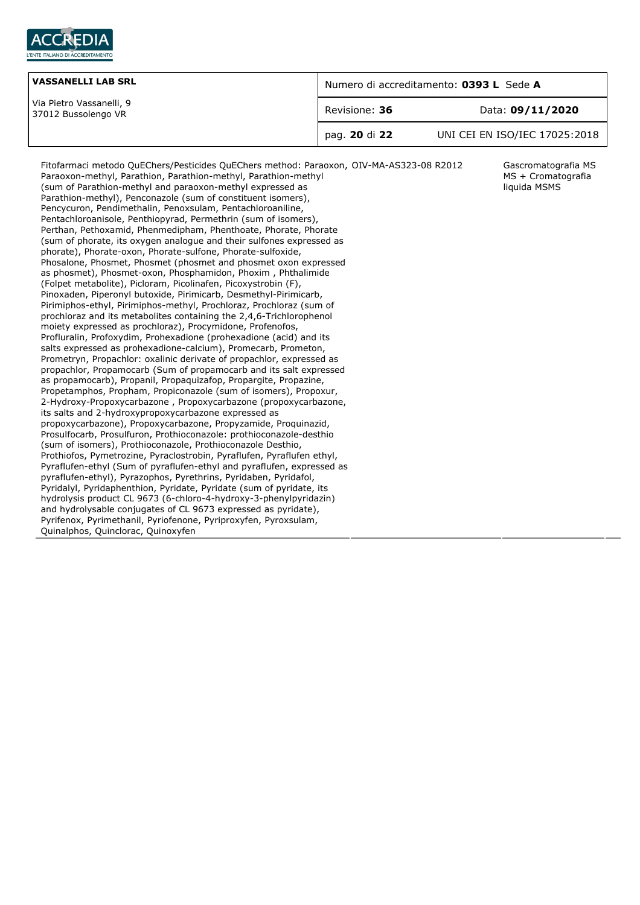| VASSANELLI LAB SRL | Numero di accreditamento: **0393 L** Sede **A** | |
|---|---|---|
| Via Pietro Vassanelli, 9<br>37012 Bussolengo VR | Revisione: **36** | Data: **09/11/2020** |
| | | UNI CEI EN ISO/IEC 17025:2018 |

| | | |
|---|---|---|
| Fitofarmaci metodo QuEChers/Pesticides QuEChers method: Paraoxon, Paraoxon-methyl, Parathion, Parathion-methyl, Parathion-methyl (sum of Parathion-methyl and paraoxon-methyl expressed as Parathion-methyl), Penconazole (sum of constituent isomers), Pencycuron, Pendimethalin, Penoxsulam, Pentachloroaniline, Pentachloroanisole, Penthiopyrad, Permethrin (sum of isomers), Perthan, Pethoxamid, Phenmedipham, Phenthoate, Phorate, Phorate (sum of phorate, its oxygen analogue and their sulfones expressed as phorate), Phorate-oxon, Phorate-sulfone, Phorate-sulfoxide, Phosalone, Phosmet, Phosmet (phosmet and phosmet oxon expressed as phosmet), Phosmet-oxon, Phosphamidon, Phoxim , Phthalimide (Folpet metabolite), Picloram, Picolinafen, Picoxystrobin (F), Pinoxaden, Piperonyl butoxide, Pirimicarb, Desmethyl-Pirimicarb, Pirimiphos-ethyl, Pirimiphos-methyl, Prochloraz, Prochloraz (sum of prochloraz and its metabolites containing the 2,4,6-Trichlorophenol moiety expressed as prochloraz), Procymidone, Profenofos, Profluralin, Profoxydim, Prohexadione (prohexadione (acid) and its salts expressed as prohexadione-calcium), Promecarb, Prometon, Prometryn, Propachlor: oxalinic derivate of propachlor, expressed as propachlor, Propamocarb (Sum of propamocarb and its salt expressed as propamocarb), Propanil, Propaquizafop, Propargite, Propazine, Propetamphos, Propham, Propiconazole (sum of isomers), Propoxur, 2-Hydroxy-Propoxycarbazone , Propoxycarbazone (propoxycarbazone, its salts and 2-hydroxypropoxycarbazone expressed as propoxycarbazone), Propoxycarbazone, Propyzamide, Proquinazid, Prosulfocarb, Prosulfuron, Prothioconazole: prothioconazole-desthio (sum of isomers), Prothioconazole, Prothioconazole Desthio, Prothiofos, Pymetrozine, Pyraclostrobin, Pyraflufen, Pyraflufen ethyl, Pyraflufen-ethyl (Sum of pyraflufen-ethyl and pyraflufen, expressed as pyraflufen-ethyl), Pyrazophos, Pyrethrins, Pyridaben, Pyridafol, Pyridalyl, Pyridaphenthion, Pyridate, Pyridate (sum of pyridate, its hydrolysis product CL 9673 (6-chloro-4-hydroxy-3-phenylpyridazin) and hydrolysable conjugates of CL 9673 expressed as pyridate), Pyrifenox, Pyrimethanil, Pyriofenone, Pyriproxyfen, Pyroxsulam, Quinalphos, Quinclorac, Quinoxyfen | OIV-MA-AS323-08 R2012 | Gascromatografia MS MS + Cromatografia liquida MSMS |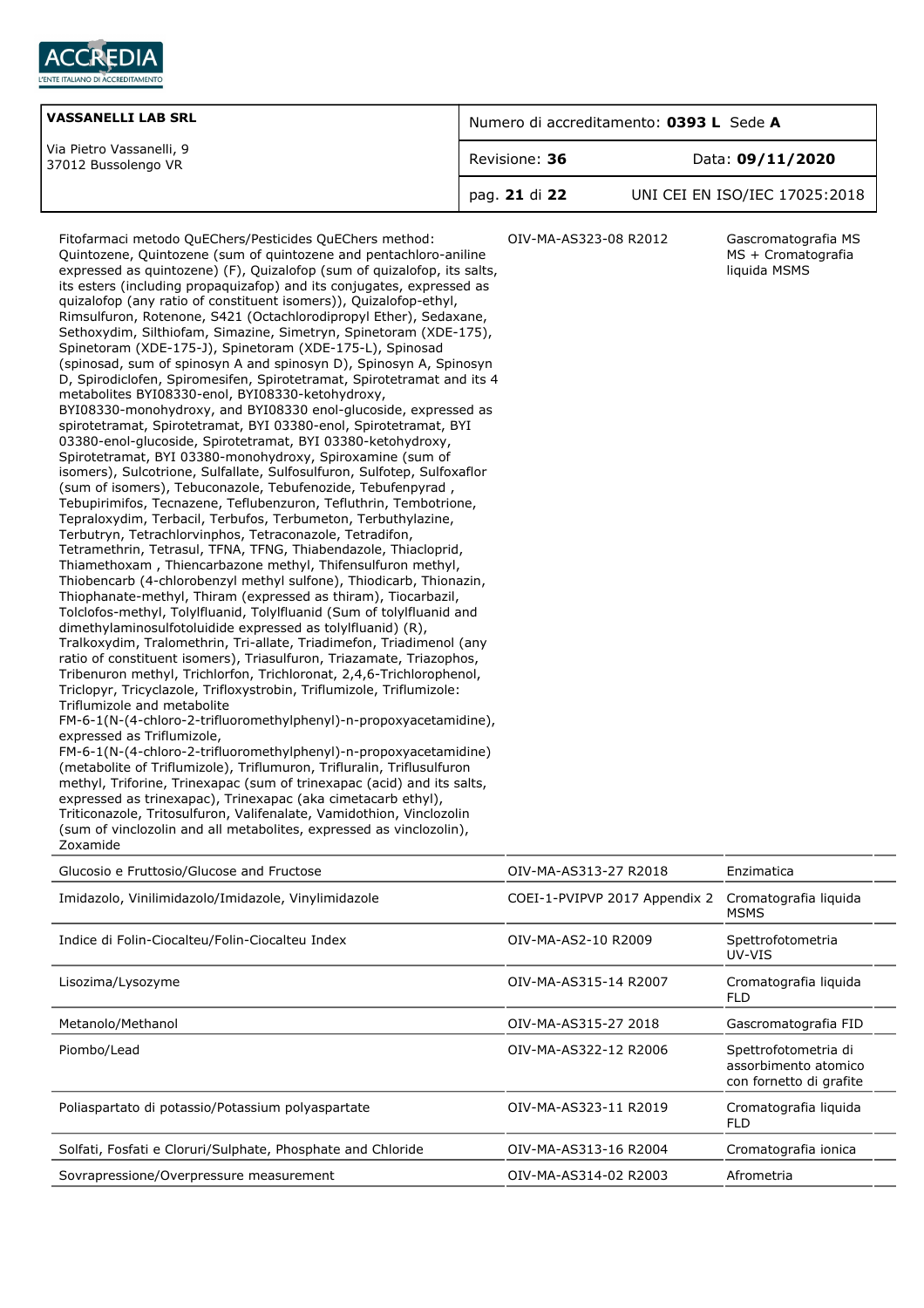| VASSANELLI LAB SRL | Numero di accreditamento: **0393 L** Sede **A** | |
|---|---|---|
| Via Pietro Vassanelli, 9<br>37012 Bussolengo VR | Revisione: **36** | Data: **09/11/2020** |
| | | UNI CEI EN ISO/IEC 17025:2018 |

| | | |
|---|---|---|
| Fitofarmaci metodo QuEChers/Pesticides QuEChers method: Quintozene, Quintozene (sum of quintozene and pentachloro-aniline expressed as quintozene) (F), Quizalofop (sum of quizalofop, its salts, its esters (including propaquizafop) and its conjugates, expressed as quizalofop (any ratio of constituent isomers)), Quizalofop-ethyl, Rimsulfuron, Rotenone, S421 (Octachlorodipropyl Ether), Sedaxane, Sethoxydim, Silthiofam, Simazine, Simetryn, Spinetoram (XDE-175), Spinetoram (XDE-175-J), Spinetoram (XDE-175-L), Spinosad (spinosad, sum of spinosyn A and spinosyn D), Spinosyn A, Spinosyn D, Spirodiclofen, Spiromesifen, Spirotetramat, Spirotetramat and its 4 metabolites BYI08330-enol, BYI08330-ketohydroxy, BYI08330-monohydroxy, and BYI08330 enol-glucoside, expressed as spirotetramat, Spirotetramat, BYI 03380-enol, Spirotetramat, BYI 03380-enol-glucoside, Spirotetramat, BYI 03380-ketohydroxy, Spirotetramat, BYI 03380-monohydroxy, Spiroxamine (sum of isomers), Sulcotrione, Sulfallate, Sulfosulfuron, Sulfotep, Sulfoxaflor (sum of isomers), Tebuconazole, Tebufenozide, Tebufenpyrad , Tebupirimifos, Tecnazene, Teflubenzuron, Tefluthrin, Tembotrione, Tepraloxydim, Terbacil, Terbufos, Terbumeton, Terbuthylazine, Terbutryn, Tetrachlorvinphos, Tetraconazole, Tetradifon, Tetramethrin, Tetrasul, TFNA, TFNG, Thiabendazole, Thiacloprid, Thiamethoxam , Thiencarbazone methyl, Thifensulfuron methyl, Thiobencarb (4-chlorobenzyl methyl sulfone), Thiodicarb, Thionazin, Thiophanate-methyl, Thiram (expressed as thiram), Tiocarbazil, Tolclofos-methyl, Tolylfluanid, Tolylfluanid (Sum of tolylfluanid and dimethylaminosulfotoluidide expressed as tolylfluanid) (R), Tralkoxydim, Tralomethrin, Tri-allate, Triadimefon, Triadimenol (any ratio of constituent isomers), Triasulfuron, Triazamate, Triazophos, Tribenuron methyl, Trichlorfon, Trichloronat, 2,4,6-Trichlorophenol, Triclopyr, Tricyclazole, Trifloxystrobin, Triflumizole, Triflumizole: Triflumizole and metabolite FM-6-1(N-(4-chloro-2-trifluoromethylphenyl)-n-propoxyacetamidine), expressed as Triflumizole, FM-6-1(N-(4-chloro-2-trifluoromethylphenyl)-n-propoxyacetamidine) (metabolite of Triflumizole), Triflumuron, Trifluralin, Triflusulfuron methyl, Triforine, Trinexapac (sum of trinexapac (acid) and its salts, expressed as trinexapac), Trinexapac (aka cimetacarb ethyl), Triticonazole, Tritosulfuron, Valifenalate, Vamidothion, Vinclozolin (sum of vinclozolin and all metabolites, expressed as vinclozolin), Zoxamide | OIV-MA-AS323-08 R2012 | Gascromatografia MS MS + Cromatografia liquida MSMS |
| Glucosio e Fruttosio/Glucose and Fructose | OIV-MA-AS313-27 R2018 | Enzimatica |
| Imidazolo, Vinilimidazolo/Imidazole, Vinylimidazole | COEI-1-PVIPVP 2017 Appendix 2 | Cromatografia liquida MSMS |
| Indice di Folin-Ciocalteu/Folin-Ciocalteu Index | OIV-MA-AS2-10 R2009 | Spettrofotometria UV-VIS |
| Lisozima/Lysozyme | OIV-MA-AS315-14 R2007 | Cromatografia liquida FLD |
| Metanolo/Methanol | OIV-MA-AS315-27 2018 | Gascromatografia FID |
| Piombo/Lead | OIV-MA-AS322-12 R2006 | Spettrofotometria di assorbimento atomico con fornetto di grafite |
| Poliaspartato di potassio/Potassium polyaspartate | OIV-MA-AS323-11 R2019 | Cromatografia liquida FLD |
| Solfati, Fosfati e Cloruri/Sulphate, Phosphate and Chloride | OIV-MA-AS313-16 R2004 | Cromatografia ionica |
| Sovrapressione/Overpressure measurement | OIV-MA-AS314-02 R2003 | Afrometria |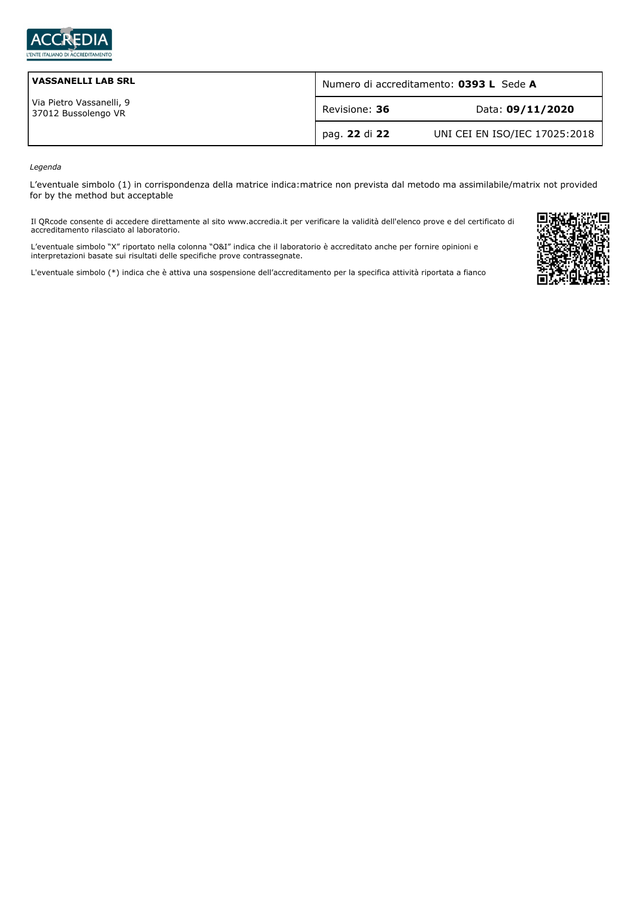*Legenda*

L'eventuale simbolo (1) in corrispondenza della matrice indica:matrice non prevista dal metodo ma assimilabile/matrix not provided for by the method but acceptable

Il QRcode consente di accedere direttamente al sito www.accredia.it per verificare la validità dell'elenco prove e del certificato di accreditamento rilasciato al laboratorio.

L'eventuale simbolo "X" riportato nella colonna "O&I" indica che il laboratorio è accreditato anche per fornire opinioni e interpretazioni basate sui risultati delle specifiche prove contrassegnate.

L'eventuale simbolo (*) indica che è attiva una sospensione dell'accreditamento per la specifica attività riportata a fianco